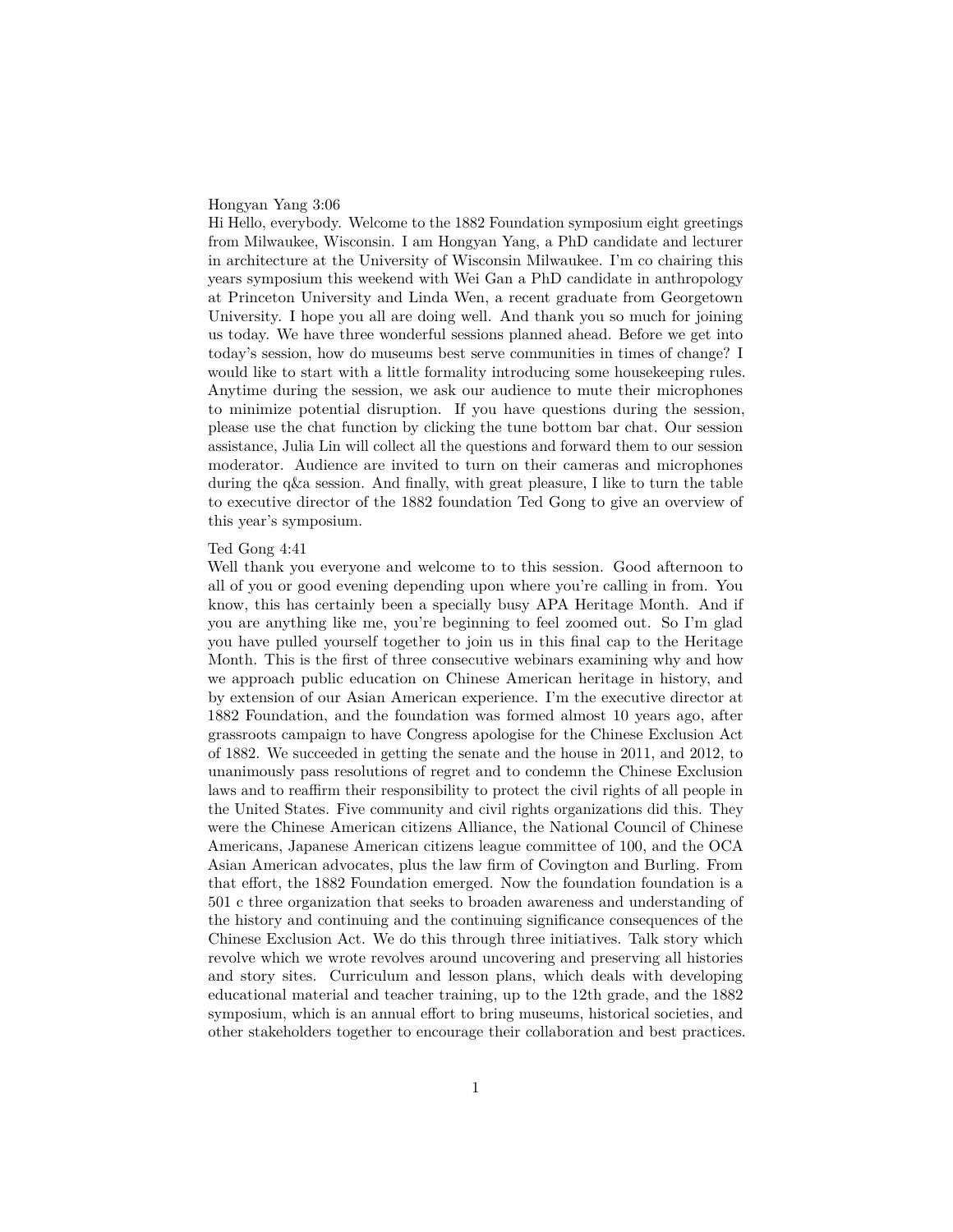Hongyan Yang 3:06

Hi Hello, everybody. Welcome to the 1882 Foundation symposium eight greetings from Milwaukee, Wisconsin. I am Hongyan Yang, a PhD candidate and lecturer in architecture at the University of Wisconsin Milwaukee. I'm co chairing this years symposium this weekend with Wei Gan a PhD candidate in anthropology at Princeton University and Linda Wen, a recent graduate from Georgetown University. I hope you all are doing well. And thank you so much for joining us today. We have three wonderful sessions planned ahead. Before we get into today's session, how do museums best serve communities in times of change? I would like to start with a little formality introducing some housekeeping rules. Anytime during the session, we ask our audience to mute their microphones to minimize potential disruption. If you have questions during the session, please use the chat function by clicking the tune bottom bar chat. Our session assistance, Julia Lin will collect all the questions and forward them to our session moderator. Audience are invited to turn on their cameras and microphones during the q&a session. And finally, with great pleasure, I like to turn the table to executive director of the 1882 foundation Ted Gong to give an overview of this year's symposium.

Ted Gong 4:41

Well thank you everyone and welcome to to this session. Good afternoon to all of you or good evening depending upon where you're calling in from. You know, this has certainly been a specially busy APA Heritage Month. And if you are anything like me, you're beginning to feel zoomed out. So I'm glad you have pulled yourself together to join us in this final cap to the Heritage Month. This is the first of three consecutive webinars examining why and how we approach public education on Chinese American heritage in history, and by extension of our Asian American experience. I'm the executive director at 1882 Foundation, and the foundation was formed almost 10 years ago, after grassroots campaign to have Congress apologise for the Chinese Exclusion Act of 1882. We succeeded in getting the senate and the house in 2011, and 2012, to unanimously pass resolutions of regret and to condemn the Chinese Exclusion laws and to reaffirm their responsibility to protect the civil rights of all people in the United States. Five community and civil rights organizations did this. They were the Chinese American citizens Alliance, the National Council of Chinese Americans, Japanese American citizens league committee of 100, and the OCA Asian American advocates, plus the law firm of Covington and Burling. From that effort, the 1882 Foundation emerged. Now the foundation foundation is a 501 c three organization that seeks to broaden awareness and understanding of the history and continuing and the continuing significance consequences of the Chinese Exclusion Act. We do this through three initiatives. Talk story which revolve which we wrote revolves around uncovering and preserving all histories and story sites. Curriculum and lesson plans, which deals with developing educational material and teacher training, up to the 12th grade, and the 1882 symposium, which is an annual effort to bring museums, historical societies, and other stakeholders together to encourage their collaboration and best practices.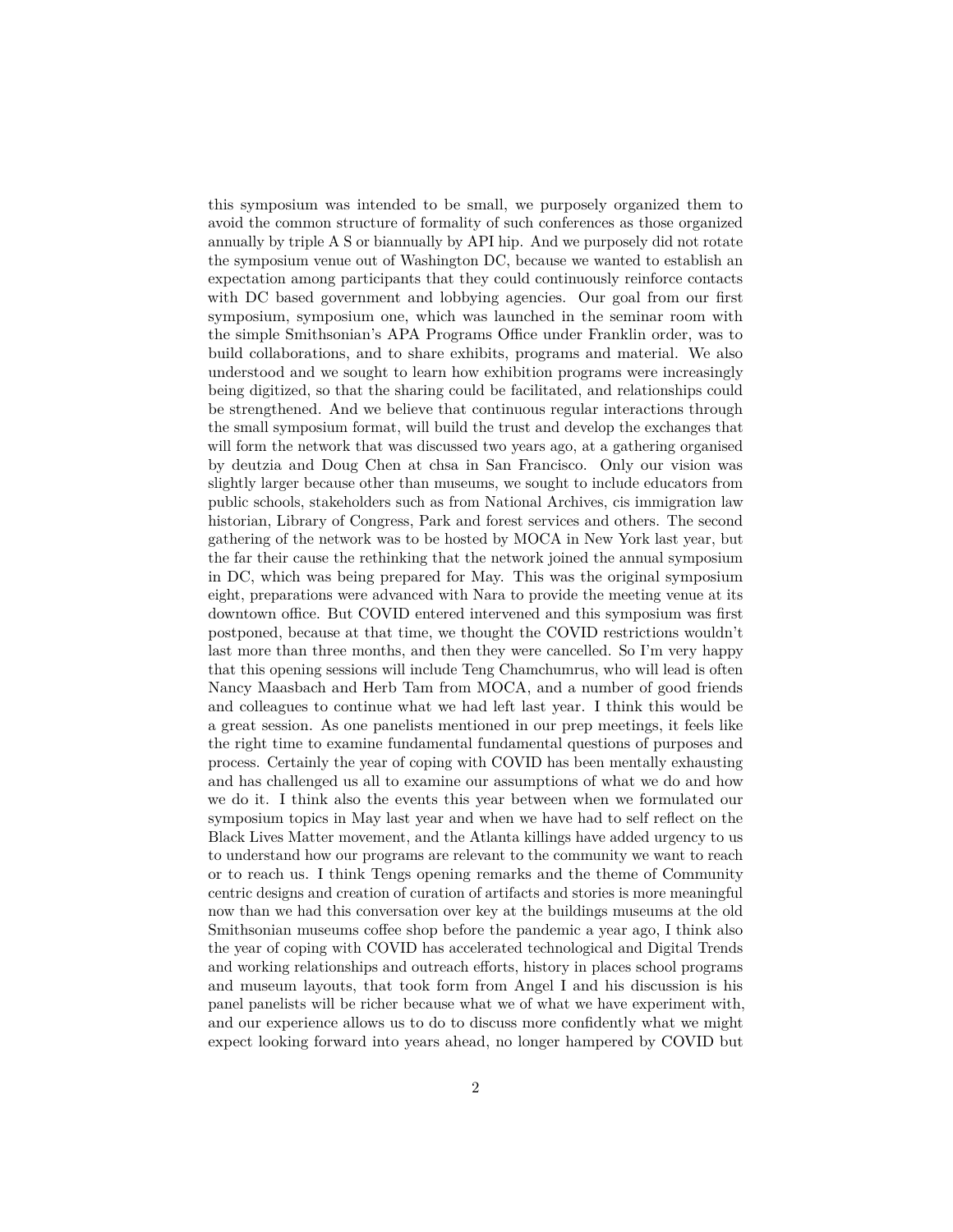this symposium was intended to be small, we purposely organized them to avoid the common structure of formality of such conferences as those organized annually by triple A S or biannually by API hip. And we purposely did not rotate the symposium venue out of Washington DC, because we wanted to establish an expectation among participants that they could continuously reinforce contacts with DC based government and lobbying agencies. Our goal from our first symposium, symposium one, which was launched in the seminar room with the simple Smithsonian's APA Programs Office under Franklin order, was to build collaborations, and to share exhibits, programs and material. We also understood and we sought to learn how exhibition programs were increasingly being digitized, so that the sharing could be facilitated, and relationships could be strengthened. And we believe that continuous regular interactions through the small symposium format, will build the trust and develop the exchanges that will form the network that was discussed two years ago, at a gathering organised by deutzia and Doug Chen at chsa in San Francisco. Only our vision was slightly larger because other than museums, we sought to include educators from public schools, stakeholders such as from National Archives, cis immigration law historian, Library of Congress, Park and forest services and others. The second gathering of the network was to be hosted by MOCA in New York last year, but the far their cause the rethinking that the network joined the annual symposium in DC, which was being prepared for May. This was the original symposium eight, preparations were advanced with Nara to provide the meeting venue at its downtown office. But COVID entered intervened and this symposium was first postponed, because at that time, we thought the COVID restrictions wouldn't last more than three months, and then they were cancelled. So I'm very happy that this opening sessions will include Teng Chamchumrus, who will lead is often Nancy Maasbach and Herb Tam from MOCA, and a number of good friends and colleagues to continue what we had left last year. I think this would be a great session. As one panelists mentioned in our prep meetings, it feels like the right time to examine fundamental fundamental questions of purposes and process. Certainly the year of coping with COVID has been mentally exhausting and has challenged us all to examine our assumptions of what we do and how we do it. I think also the events this year between when we formulated our symposium topics in May last year and when we have had to self reflect on the Black Lives Matter movement, and the Atlanta killings have added urgency to us to understand how our programs are relevant to the community we want to reach or to reach us. I think Tengs opening remarks and the theme of Community centric designs and creation of curation of artifacts and stories is more meaningful now than we had this conversation over key at the buildings museums at the old Smithsonian museums coffee shop before the pandemic a year ago, I think also the year of coping with COVID has accelerated technological and Digital Trends and working relationships and outreach efforts, history in places school programs and museum layouts, that took form from Angel I and his discussion is his panel panelists will be richer because what we of what we have experiment with, and our experience allows us to do to discuss more confidently what we might expect looking forward into years ahead, no longer hampered by COVID but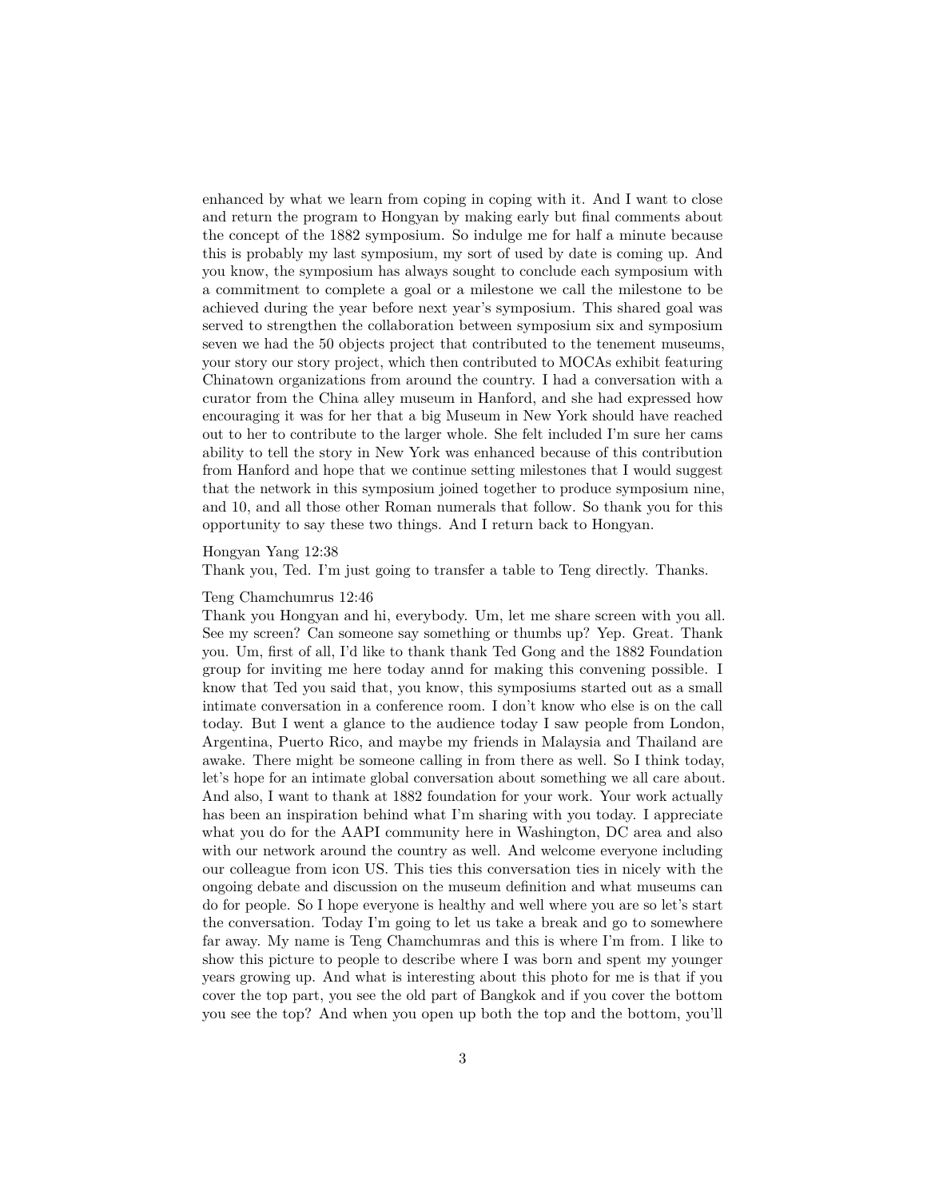enhanced by what we learn from coping in coping with it. And I want to close and return the program to Hongyan by making early but final comments about the concept of the 1882 symposium. So indulge me for half a minute because this is probably my last symposium, my sort of used by date is coming up. And you know, the symposium has always sought to conclude each symposium with a commitment to complete a goal or a milestone we call the milestone to be achieved during the year before next year's symposium. This shared goal was served to strengthen the collaboration between symposium six and symposium seven we had the 50 objects project that contributed to the tenement museums, your story our story project, which then contributed to MOCAs exhibit featuring Chinatown organizations from around the country. I had a conversation with a curator from the China alley museum in Hanford, and she had expressed how encouraging it was for her that a big Museum in New York should have reached out to her to contribute to the larger whole. She felt included I'm sure her cams ability to tell the story in New York was enhanced because of this contribution from Hanford and hope that we continue setting milestones that I would suggest that the network in this symposium joined together to produce symposium nine, and 10, and all those other Roman numerals that follow. So thank you for this opportunity to say these two things. And I return back to Hongyan.

Hongyan Yang 12:38
Thank you, Ted. I'm just going to transfer a table to Teng directly. Thanks.

Teng Chamchumrus 12:46
Thank you Hongyan and hi, everybody. Um, let me share screen with you all. See my screen? Can someone say something or thumbs up? Yep. Great. Thank you. Um, first of all, I'd like to thank thank Ted Gong and the 1882 Foundation group for inviting me here today annd for making this convening possible. I know that Ted you said that, you know, this symposiums started out as a small intimate conversation in a conference room. I don't know who else is on the call today. But I went a glance to the audience today I saw people from London, Argentina, Puerto Rico, and maybe my friends in Malaysia and Thailand are awake. There might be someone calling in from there as well. So I think today, let's hope for an intimate global conversation about something we all care about. And also, I want to thank at 1882 foundation for your work. Your work actually has been an inspiration behind what I'm sharing with you today. I appreciate what you do for the AAPI community here in Washington, DC area and also with our network around the country as well. And welcome everyone including our colleague from icon US. This ties this conversation ties in nicely with the ongoing debate and discussion on the museum definition and what museums can do for people. So I hope everyone is healthy and well where you are so let's start the conversation. Today I'm going to let us take a break and go to somewhere far away. My name is Teng Chamchumras and this is where I'm from. I like to show this picture to people to describe where I was born and spent my younger years growing up. And what is interesting about this photo for me is that if you cover the top part, you see the old part of Bangkok and if you cover the bottom you see the top? And when you open up both the top and the bottom, you'll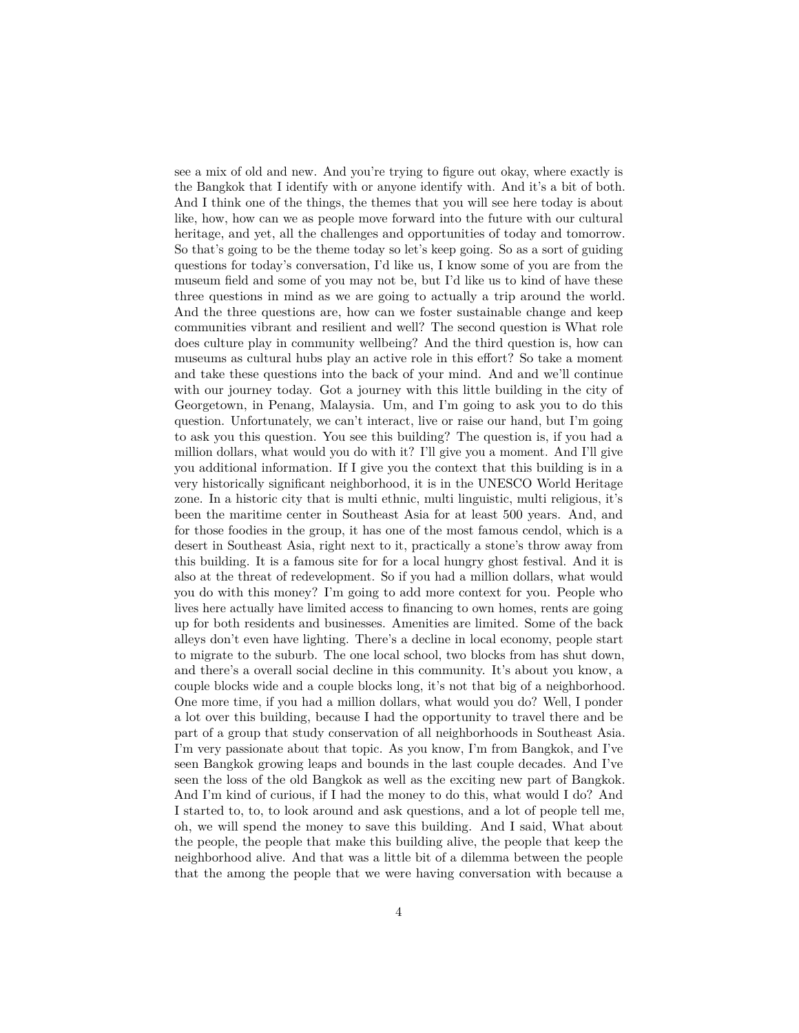see a mix of old and new. And you're trying to figure out okay, where exactly is the Bangkok that I identify with or anyone identify with. And it's a bit of both. And I think one of the things, the themes that you will see here today is about like, how, how can we as people move forward into the future with our cultural heritage, and yet, all the challenges and opportunities of today and tomorrow. So that's going to be the theme today so let's keep going. So as a sort of guiding questions for today's conversation, I'd like us, I know some of you are from the museum field and some of you may not be, but I'd like us to kind of have these three questions in mind as we are going to actually a trip around the world. And the three questions are, how can we foster sustainable change and keep communities vibrant and resilient and well? The second question is What role does culture play in community wellbeing? And the third question is, how can museums as cultural hubs play an active role in this effort? So take a moment and take these questions into the back of your mind. And and we'll continue with our journey today. Got a journey with this little building in the city of Georgetown, in Penang, Malaysia. Um, and I'm going to ask you to do this question. Unfortunately, we can't interact, live or raise our hand, but I'm going to ask you this question. You see this building? The question is, if you had a million dollars, what would you do with it? I'll give you a moment. And I'll give you additional information. If I give you the context that this building is in a very historically significant neighborhood, it is in the UNESCO World Heritage zone. In a historic city that is multi ethnic, multi linguistic, multi religious, it's been the maritime center in Southeast Asia for at least 500 years. And, and for those foodies in the group, it has one of the most famous cendol, which is a desert in Southeast Asia, right next to it, practically a stone's throw away from this building. It is a famous site for for a local hungry ghost festival. And it is also at the threat of redevelopment. So if you had a million dollars, what would you do with this money? I'm going to add more context for you. People who lives here actually have limited access to financing to own homes, rents are going up for both residents and businesses. Amenities are limited. Some of the back alleys don't even have lighting. There's a decline in local economy, people start to migrate to the suburb. The one local school, two blocks from has shut down, and there's a overall social decline in this community. It's about you know, a couple blocks wide and a couple blocks long, it's not that big of a neighborhood. One more time, if you had a million dollars, what would you do? Well, I ponder a lot over this building, because I had the opportunity to travel there and be part of a group that study conservation of all neighborhoods in Southeast Asia. I'm very passionate about that topic. As you know, I'm from Bangkok, and I've seen Bangkok growing leaps and bounds in the last couple decades. And I've seen the loss of the old Bangkok as well as the exciting new part of Bangkok. And I'm kind of curious, if I had the money to do this, what would I do? And I started to, to, to look around and ask questions, and a lot of people tell me, oh, we will spend the money to save this building. And I said, What about the people, the people that make this building alive, the people that keep the neighborhood alive. And that was a little bit of a dilemma between the people that the among the people that we were having conversation with because a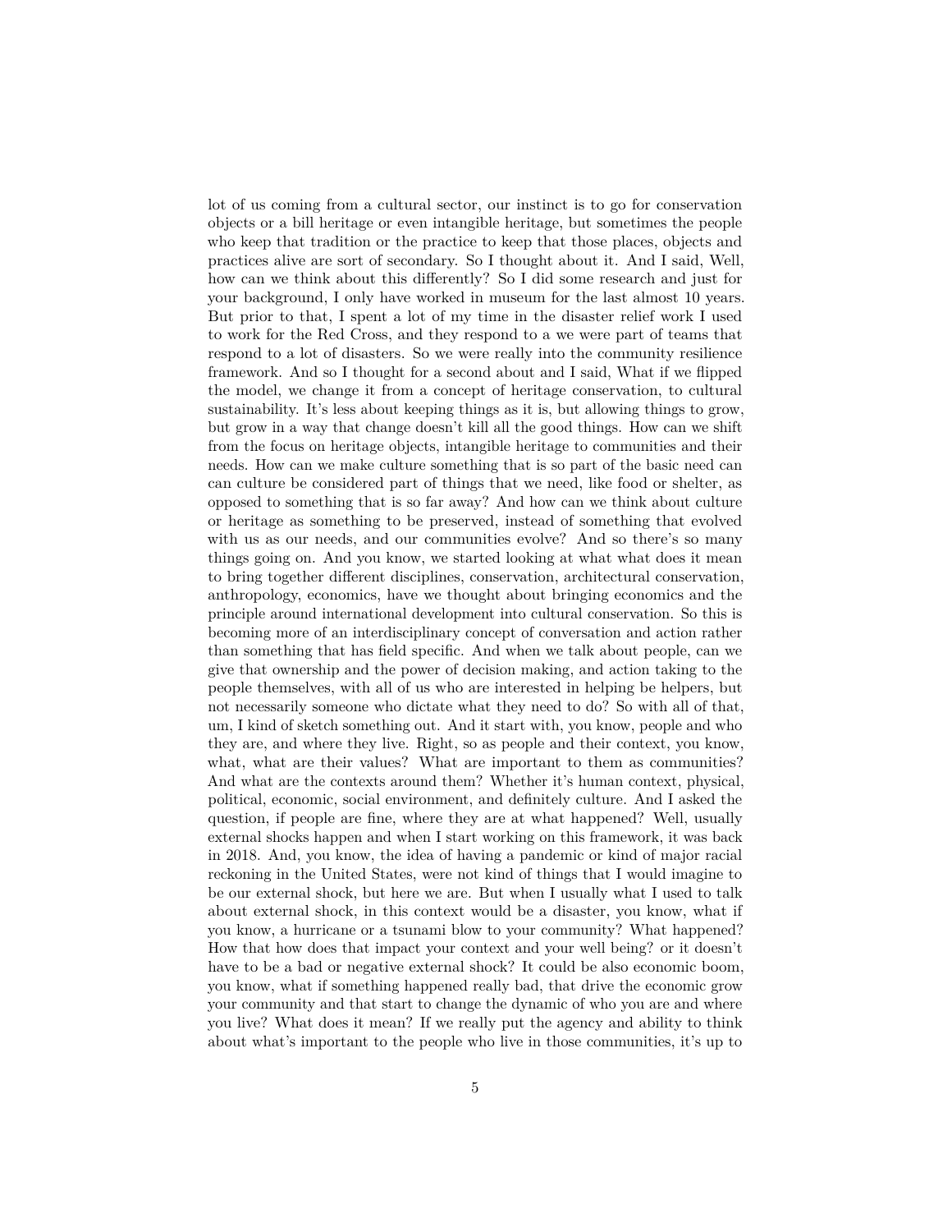lot of us coming from a cultural sector, our instinct is to go for conservation objects or a bill heritage or even intangible heritage, but sometimes the people who keep that tradition or the practice to keep that those places, objects and practices alive are sort of secondary. So I thought about it. And I said, Well, how can we think about this differently? So I did some research and just for your background, I only have worked in museum for the last almost 10 years. But prior to that, I spent a lot of my time in the disaster relief work I used to work for the Red Cross, and they respond to a we were part of teams that respond to a lot of disasters. So we were really into the community resilience framework. And so I thought for a second about and I said, What if we flipped the model, we change it from a concept of heritage conservation, to cultural sustainability. It's less about keeping things as it is, but allowing things to grow, but grow in a way that change doesn't kill all the good things. How can we shift from the focus on heritage objects, intangible heritage to communities and their needs. How can we make culture something that is so part of the basic need can can culture be considered part of things that we need, like food or shelter, as opposed to something that is so far away? And how can we think about culture or heritage as something to be preserved, instead of something that evolved with us as our needs, and our communities evolve? And so there's so many things going on. And you know, we started looking at what what does it mean to bring together different disciplines, conservation, architectural conservation, anthropology, economics, have we thought about bringing economics and the principle around international development into cultural conservation. So this is becoming more of an interdisciplinary concept of conversation and action rather than something that has field specific. And when we talk about people, can we give that ownership and the power of decision making, and action taking to the people themselves, with all of us who are interested in helping be helpers, but not necessarily someone who dictate what they need to do? So with all of that, um, I kind of sketch something out. And it start with, you know, people and who they are, and where they live. Right, so as people and their context, you know, what, what are their values? What are important to them as communities? And what are the contexts around them? Whether it's human context, physical, political, economic, social environment, and definitely culture. And I asked the question, if people are fine, where they are at what happened? Well, usually external shocks happen and when I start working on this framework, it was back in 2018. And, you know, the idea of having a pandemic or kind of major racial reckoning in the United States, were not kind of things that I would imagine to be our external shock, but here we are. But when I usually what I used to talk about external shock, in this context would be a disaster, you know, what if you know, a hurricane or a tsunami blow to your community? What happened? How that how does that impact your context and your well being? or it doesn't have to be a bad or negative external shock? It could be also economic boom, you know, what if something happened really bad, that drive the economic grow your community and that start to change the dynamic of who you are and where you live? What does it mean? If we really put the agency and ability to think about what's important to the people who live in those communities, it's up to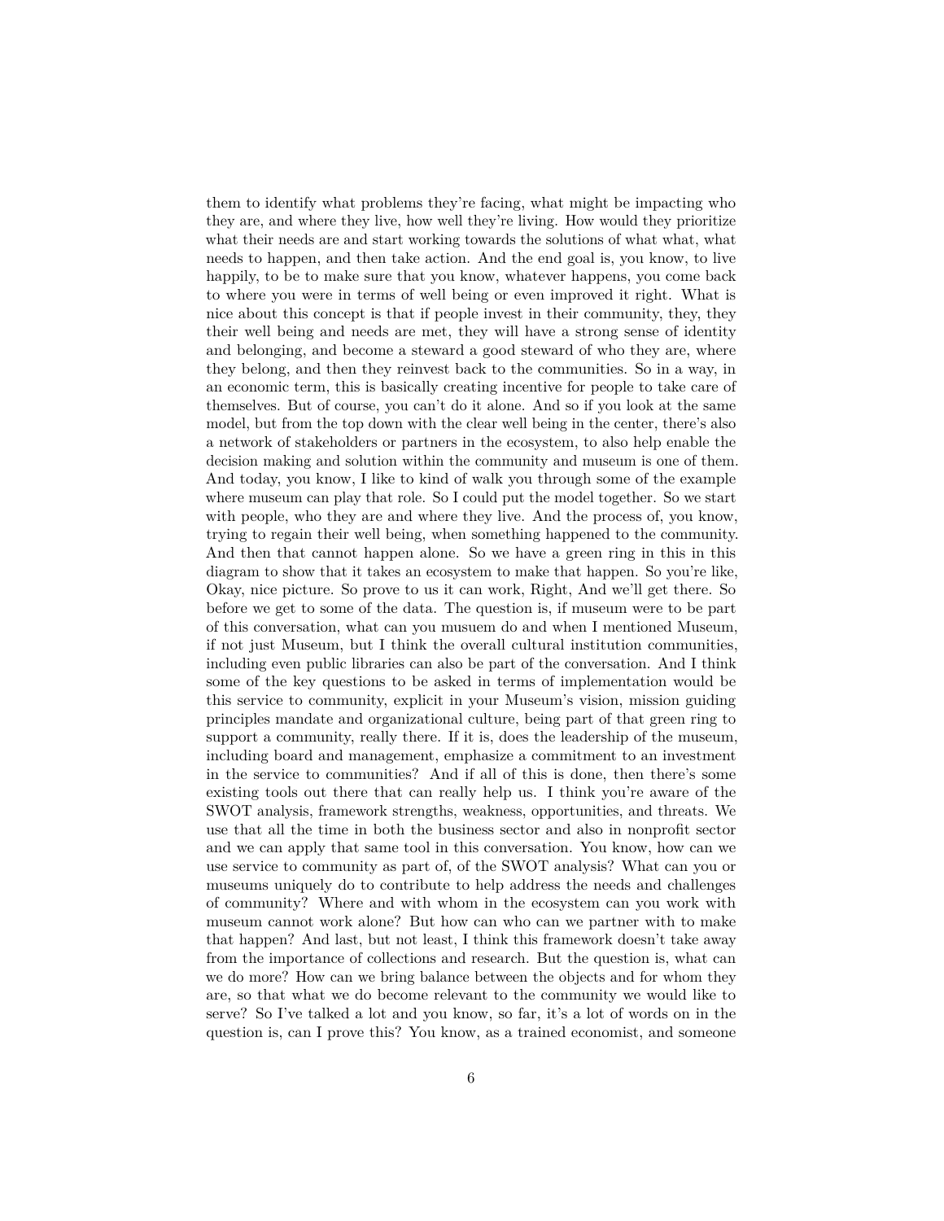them to identify what problems they're facing, what might be impacting who they are, and where they live, how well they're living. How would they prioritize what their needs are and start working towards the solutions of what what, what needs to happen, and then take action. And the end goal is, you know, to live happily, to be to make sure that you know, whatever happens, you come back to where you were in terms of well being or even improved it right. What is nice about this concept is that if people invest in their community, they, they their well being and needs are met, they will have a strong sense of identity and belonging, and become a steward a good steward of who they are, where they belong, and then they reinvest back to the communities. So in a way, in an economic term, this is basically creating incentive for people to take care of themselves. But of course, you can't do it alone. And so if you look at the same model, but from the top down with the clear well being in the center, there's also a network of stakeholders or partners in the ecosystem, to also help enable the decision making and solution within the community and museum is one of them. And today, you know, I like to kind of walk you through some of the example where museum can play that role. So I could put the model together. So we start with people, who they are and where they live. And the process of, you know, trying to regain their well being, when something happened to the community. And then that cannot happen alone. So we have a green ring in this in this diagram to show that it takes an ecosystem to make that happen. So you're like, Okay, nice picture. So prove to us it can work, Right, And we'll get there. So before we get to some of the data. The question is, if museum were to be part of this conversation, what can you musuem do and when I mentioned Museum, if not just Museum, but I think the overall cultural institution communities, including even public libraries can also be part of the conversation. And I think some of the key questions to be asked in terms of implementation would be this service to community, explicit in your Museum's vision, mission guiding principles mandate and organizational culture, being part of that green ring to support a community, really there. If it is, does the leadership of the museum, including board and management, emphasize a commitment to an investment in the service to communities? And if all of this is done, then there's some existing tools out there that can really help us. I think you're aware of the SWOT analysis, framework strengths, weakness, opportunities, and threats. We use that all the time in both the business sector and also in nonprofit sector and we can apply that same tool in this conversation. You know, how can we use service to community as part of, of the SWOT analysis? What can you or museums uniquely do to contribute to help address the needs and challenges of community? Where and with whom in the ecosystem can you work with museum cannot work alone? But how can who can we partner with to make that happen? And last, but not least, I think this framework doesn't take away from the importance of collections and research. But the question is, what can we do more? How can we bring balance between the objects and for whom they are, so that what we do become relevant to the community we would like to serve? So I've talked a lot and you know, so far, it's a lot of words on in the question is, can I prove this? You know, as a trained economist, and someone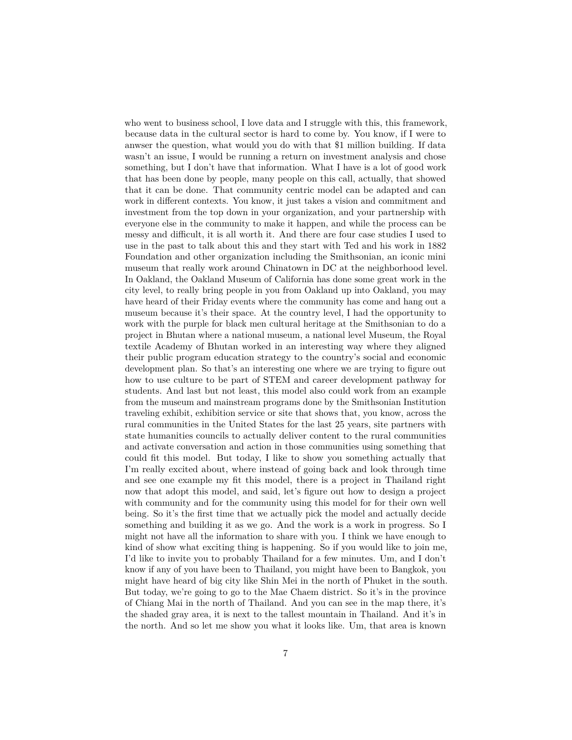who went to business school, I love data and I struggle with this, this framework, because data in the cultural sector is hard to come by. You know, if I were to anwser the question, what would you do with that $1 million building. If data wasn't an issue, I would be running a return on investment analysis and chose something, but I don't have that information. What I have is a lot of good work that has been done by people, many people on this call, actually, that showed that it can be done. That community centric model can be adapted and can work in different contexts. You know, it just takes a vision and commitment and investment from the top down in your organization, and your partnership with everyone else in the community to make it happen, and while the process can be messy and difficult, it is all worth it. And there are four case studies I used to use in the past to talk about this and they start with Ted and his work in 1882 Foundation and other organization including the Smithsonian, an iconic mini museum that really work around Chinatown in DC at the neighborhood level. In Oakland, the Oakland Museum of California has done some great work in the city level, to really bring people in you from Oakland up into Oakland, you may have heard of their Friday events where the community has come and hang out a museum because it's their space. At the country level, I had the opportunity to work with the purple for black men cultural heritage at the Smithsonian to do a project in Bhutan where a national museum, a national level Museum, the Royal textile Academy of Bhutan worked in an interesting way where they aligned their public program education strategy to the country's social and economic development plan. So that's an interesting one where we are trying to figure out how to use culture to be part of STEM and career development pathway for students. And last but not least, this model also could work from an example from the museum and mainstream programs done by the Smithsonian Institution traveling exhibit, exhibition service or site that shows that, you know, across the rural communities in the United States for the last 25 years, site partners with state humanities councils to actually deliver content to the rural communities and activate conversation and action in those communities using something that could fit this model. But today, I like to show you something actually that I'm really excited about, where instead of going back and look through time and see one example my fit this model, there is a project in Thailand right now that adopt this model, and said, let's figure out how to design a project with community and for the community using this model for for their own well being. So it's the first time that we actually pick the model and actually decide something and building it as we go. And the work is a work in progress. So I might not have all the information to share with you. I think we have enough to kind of show what exciting thing is happening. So if you would like to join me, I'd like to invite you to probably Thailand for a few minutes. Um, and I don't know if any of you have been to Thailand, you might have been to Bangkok, you might have heard of big city like Shin Mei in the north of Phuket in the south. But today, we're going to go to the Mae Chaem district. So it's in the province of Chiang Mai in the north of Thailand. And you can see in the map there, it's the shaded gray area, it is next to the tallest mountain in Thailand. And it's in the north. And so let me show you what it looks like. Um, that area is known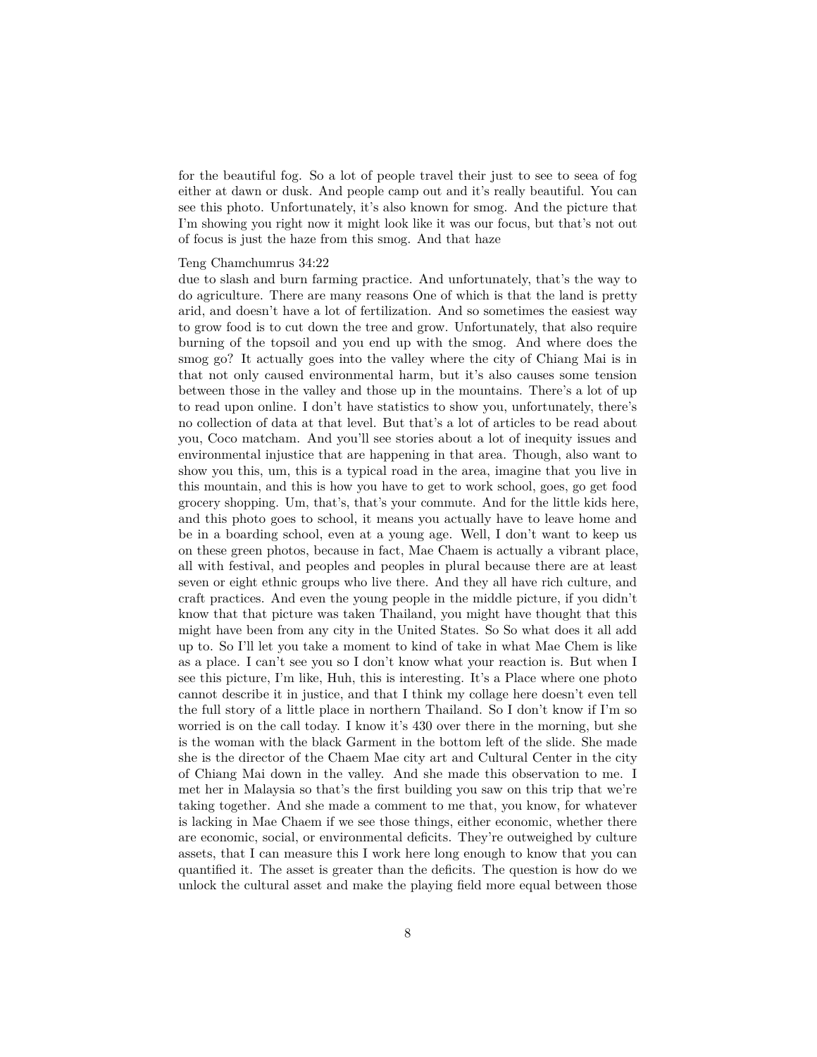for the beautiful fog. So a lot of people travel their just to see to seea of fog either at dawn or dusk. And people camp out and it's really beautiful. You can see this photo. Unfortunately, it's also known for smog. And the picture that I'm showing you right now it might look like it was our focus, but that's not out of focus is just the haze from this smog. And that haze

Teng Chamchumrus 34:22

due to slash and burn farming practice. And unfortunately, that's the way to do agriculture. There are many reasons One of which is that the land is pretty arid, and doesn't have a lot of fertilization. And so sometimes the easiest way to grow food is to cut down the tree and grow. Unfortunately, that also require burning of the topsoil and you end up with the smog. And where does the smog go? It actually goes into the valley where the city of Chiang Mai is in that not only caused environmental harm, but it's also causes some tension between those in the valley and those up in the mountains. There's a lot of up to read upon online. I don't have statistics to show you, unfortunately, there's no collection of data at that level. But that's a lot of articles to be read about you, Coco matcham. And you'll see stories about a lot of inequity issues and environmental injustice that are happening in that area. Though, also want to show you this, um, this is a typical road in the area, imagine that you live in this mountain, and this is how you have to get to work school, goes, go get food grocery shopping. Um, that's, that's your commute. And for the little kids here, and this photo goes to school, it means you actually have to leave home and be in a boarding school, even at a young age. Well, I don't want to keep us on these green photos, because in fact, Mae Chaem is actually a vibrant place, all with festival, and peoples and peoples in plural because there are at least seven or eight ethnic groups who live there. And they all have rich culture, and craft practices. And even the young people in the middle picture, if you didn't know that that picture was taken Thailand, you might have thought that this might have been from any city in the United States. So So what does it all add up to. So I'll let you take a moment to kind of take in what Mae Chem is like as a place. I can't see you so I don't know what your reaction is. But when I see this picture, I'm like, Huh, this is interesting. It's a Place where one photo cannot describe it in justice, and that I think my collage here doesn't even tell the full story of a little place in northern Thailand. So I don't know if I'm so worried is on the call today. I know it's 430 over there in the morning, but she is the woman with the black Garment in the bottom left of the slide. She made she is the director of the Chaem Mae city art and Cultural Center in the city of Chiang Mai down in the valley. And she made this observation to me. I met her in Malaysia so that's the first building you saw on this trip that we're taking together. And she made a comment to me that, you know, for whatever is lacking in Mae Chaem if we see those things, either economic, whether there are economic, social, or environmental deficits. They're outweighed by culture assets, that I can measure this I work here long enough to know that you can quantified it. The asset is greater than the deficits. The question is how do we unlock the cultural asset and make the playing field more equal between those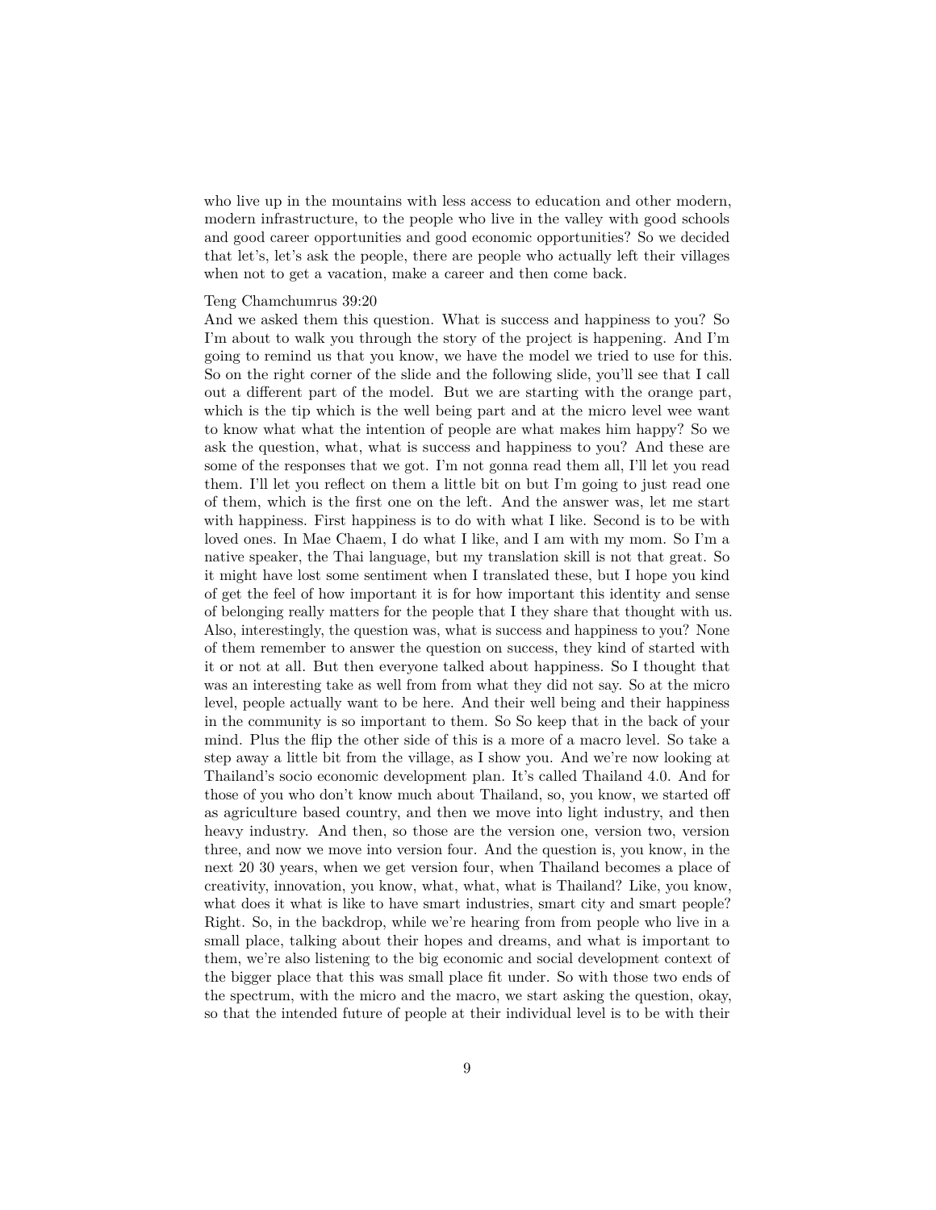who live up in the mountains with less access to education and other modern, modern infrastructure, to the people who live in the valley with good schools and good career opportunities and good economic opportunities? So we decided that let's, let's ask the people, there are people who actually left their villages when not to get a vacation, make a career and then come back.

Teng Chamchumrus 39:20

And we asked them this question. What is success and happiness to you? So I'm about to walk you through the story of the project is happening. And I'm going to remind us that you know, we have the model we tried to use for this. So on the right corner of the slide and the following slide, you'll see that I call out a different part of the model. But we are starting with the orange part, which is the tip which is the well being part and at the micro level wee want to know what what the intention of people are what makes him happy? So we ask the question, what, what is success and happiness to you? And these are some of the responses that we got. I'm not gonna read them all, I'll let you read them. I'll let you reflect on them a little bit on but I'm going to just read one of them, which is the first one on the left. And the answer was, let me start with happiness. First happiness is to do with what I like. Second is to be with loved ones. In Mae Chaem, I do what I like, and I am with my mom. So I'm a native speaker, the Thai language, but my translation skill is not that great. So it might have lost some sentiment when I translated these, but I hope you kind of get the feel of how important it is for how important this identity and sense of belonging really matters for the people that I they share that thought with us. Also, interestingly, the question was, what is success and happiness to you? None of them remember to answer the question on success, they kind of started with it or not at all. But then everyone talked about happiness. So I thought that was an interesting take as well from from what they did not say. So at the micro level, people actually want to be here. And their well being and their happiness in the community is so important to them. So So keep that in the back of your mind. Plus the flip the other side of this is a more of a macro level. So take a step away a little bit from the village, as I show you. And we're now looking at Thailand's socio economic development plan. It's called Thailand 4.0. And for those of you who don't know much about Thailand, so, you know, we started off as agriculture based country, and then we move into light industry, and then heavy industry. And then, so those are the version one, version two, version three, and now we move into version four. And the question is, you know, in the next 20 30 years, when we get version four, when Thailand becomes a place of creativity, innovation, you know, what, what, what is Thailand? Like, you know, what does it what is like to have smart industries, smart city and smart people? Right. So, in the backdrop, while we're hearing from from people who live in a small place, talking about their hopes and dreams, and what is important to them, we're also listening to the big economic and social development context of the bigger place that this was small place fit under. So with those two ends of the spectrum, with the micro and the macro, we start asking the question, okay, so that the intended future of people at their individual level is to be with their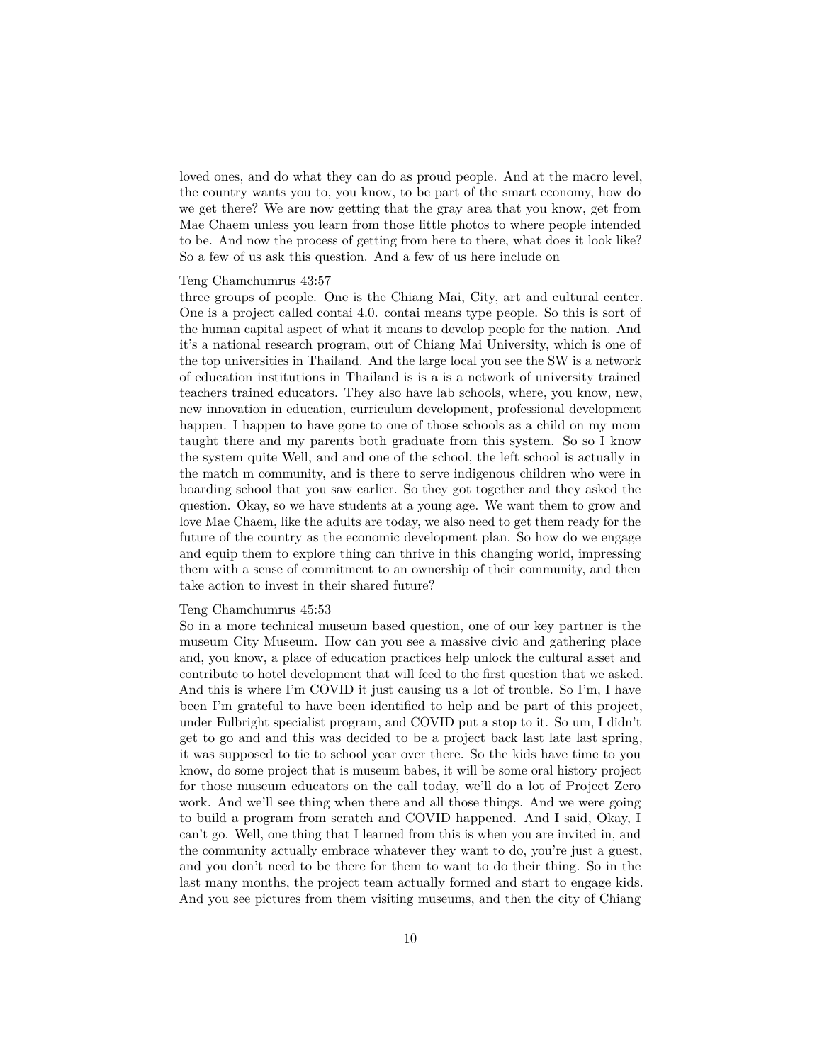loved ones, and do what they can do as proud people. And at the macro level, the country wants you to, you know, to be part of the smart economy, how do we get there? We are now getting that the gray area that you know, get from Mae Chaem unless you learn from those little photos to where people intended to be. And now the process of getting from here to there, what does it look like? So a few of us ask this question. And a few of us here include on

Teng Chamchumrus 43:57

three groups of people. One is the Chiang Mai, City, art and cultural center. One is a project called contai 4.0. contai means type people. So this is sort of the human capital aspect of what it means to develop people for the nation. And it's a national research program, out of Chiang Mai University, which is one of the top universities in Thailand. And the large local you see the SW is a network of education institutions in Thailand is is a is a network of university trained teachers trained educators. They also have lab schools, where, you know, new, new innovation in education, curriculum development, professional development happen. I happen to have gone to one of those schools as a child on my mom taught there and my parents both graduate from this system. So so I know the system quite Well, and and one of the school, the left school is actually in the match m community, and is there to serve indigenous children who were in boarding school that you saw earlier. So they got together and they asked the question. Okay, so we have students at a young age. We want them to grow and love Mae Chaem, like the adults are today, we also need to get them ready for the future of the country as the economic development plan. So how do we engage and equip them to explore thing can thrive in this changing world, impressing them with a sense of commitment to an ownership of their community, and then take action to invest in their shared future?

Teng Chamchumrus 45:53

So in a more technical museum based question, one of our key partner is the museum City Museum. How can you see a massive civic and gathering place and, you know, a place of education practices help unlock the cultural asset and contribute to hotel development that will feed to the first question that we asked. And this is where I'm COVID it just causing us a lot of trouble. So I'm, I have been I'm grateful to have been identified to help and be part of this project, under Fulbright specialist program, and COVID put a stop to it. So um, I didn't get to go and and this was decided to be a project back last late last spring, it was supposed to tie to school year over there. So the kids have time to you know, do some project that is museum babes, it will be some oral history project for those museum educators on the call today, we'll do a lot of Project Zero work. And we'll see thing when there and all those things. And we were going to build a program from scratch and COVID happened. And I said, Okay, I can't go. Well, one thing that I learned from this is when you are invited in, and the community actually embrace whatever they want to do, you're just a guest, and you don't need to be there for them to want to do their thing. So in the last many months, the project team actually formed and start to engage kids. And you see pictures from them visiting museums, and then the city of Chiang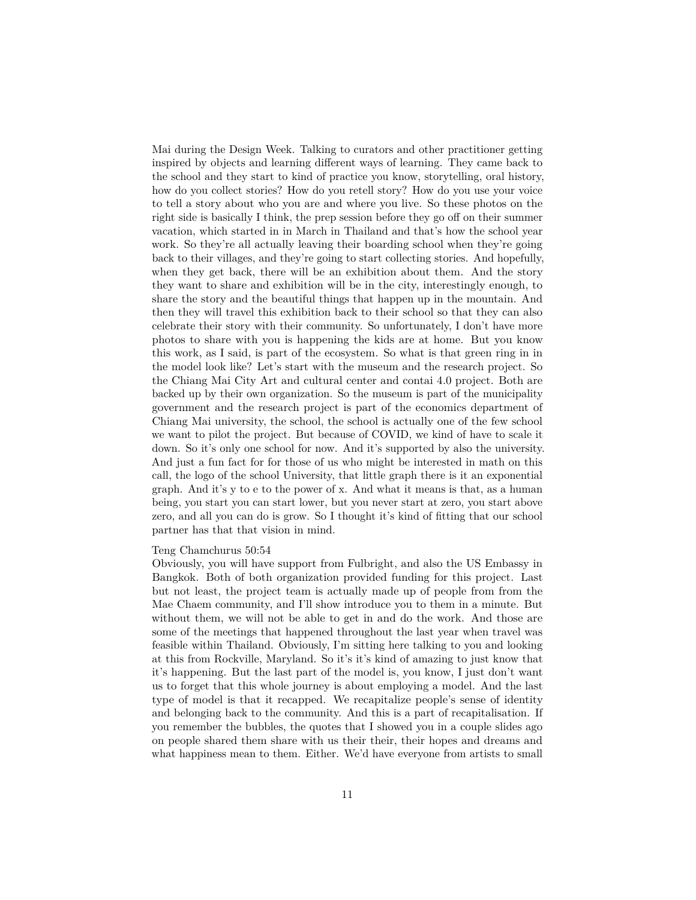Mai during the Design Week. Talking to curators and other practitioner getting inspired by objects and learning different ways of learning. They came back to the school and they start to kind of practice you know, storytelling, oral history, how do you collect stories? How do you retell story? How do you use your voice to tell a story about who you are and where you live. So these photos on the right side is basically I think, the prep session before they go off on their summer vacation, which started in in March in Thailand and that's how the school year work. So they're all actually leaving their boarding school when they're going back to their villages, and they're going to start collecting stories. And hopefully, when they get back, there will be an exhibition about them. And the story they want to share and exhibition will be in the city, interestingly enough, to share the story and the beautiful things that happen up in the mountain. And then they will travel this exhibition back to their school so that they can also celebrate their story with their community. So unfortunately, I don't have more photos to share with you is happening the kids are at home. But you know this work, as I said, is part of the ecosystem. So what is that green ring in in the model look like? Let's start with the museum and the research project. So the Chiang Mai City Art and cultural center and contai 4.0 project. Both are backed up by their own organization. So the museum is part of the municipality government and the research project is part of the economics department of Chiang Mai university, the school, the school is actually one of the few school we want to pilot the project. But because of COVID, we kind of have to scale it down. So it's only one school for now. And it's supported by also the university. And just a fun fact for for those of us who might be interested in math on this call, the logo of the school University, that little graph there is it an exponential graph. And it's y to e to the power of x. And what it means is that, as a human being, you start you can start lower, but you never start at zero, you start above zero, and all you can do is grow. So I thought it's kind of fitting that our school partner has that that vision in mind.

Teng Chamchurus 50:54
Obviously, you will have support from Fulbright, and also the US Embassy in Bangkok. Both of both organization provided funding for this project. Last but not least, the project team is actually made up of people from from the Mae Chaem community, and I'll show introduce you to them in a minute. But without them, we will not be able to get in and do the work. And those are some of the meetings that happened throughout the last year when travel was feasible within Thailand. Obviously, I'm sitting here talking to you and looking at this from Rockville, Maryland. So it's it's kind of amazing to just know that it's happening. But the last part of the model is, you know, I just don't want us to forget that this whole journey is about employing a model. And the last type of model is that it recapped. We recapitalize people's sense of identity and belonging back to the community. And this is a part of recapitalisation. If you remember the bubbles, the quotes that I showed you in a couple slides ago on people shared them share with us their their, their hopes and dreams and what happiness mean to them. Either. We'd have everyone from artists to small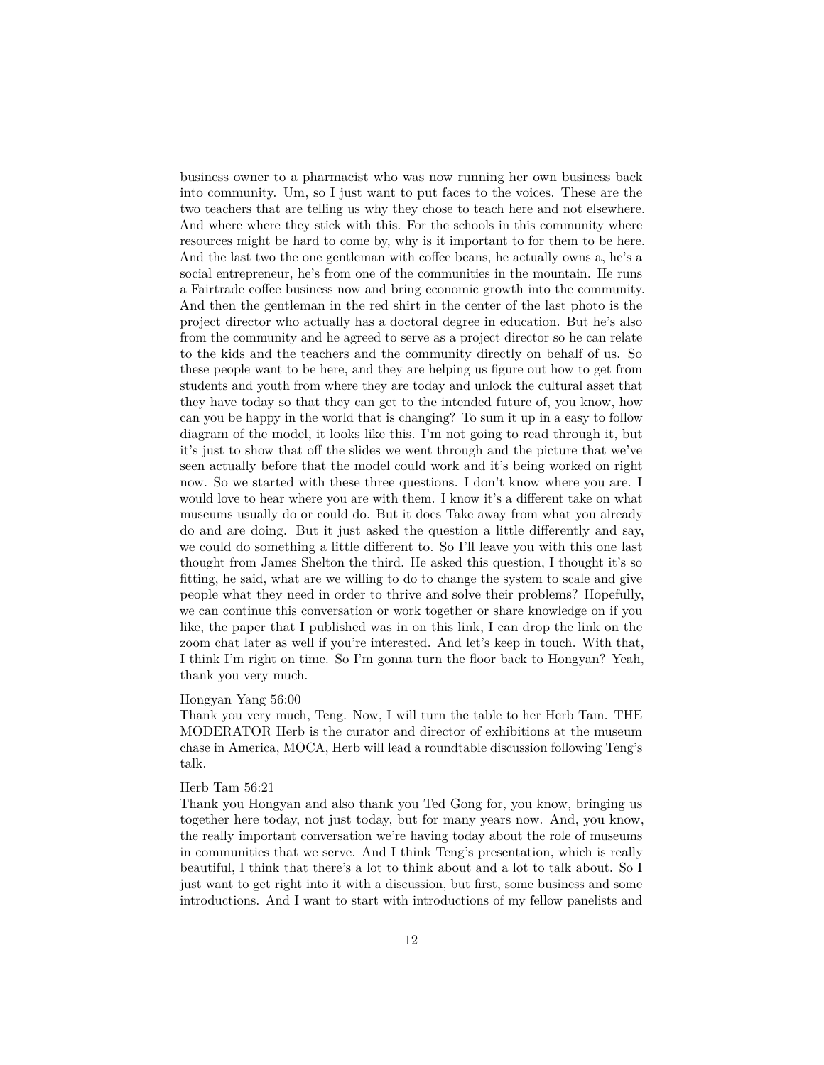business owner to a pharmacist who was now running her own business back into community. Um, so I just want to put faces to the voices. These are the two teachers that are telling us why they chose to teach here and not elsewhere. And where where they stick with this. For the schools in this community where resources might be hard to come by, why is it important to for them to be here. And the last two the one gentleman with coffee beans, he actually owns a, he's a social entrepreneur, he's from one of the communities in the mountain. He runs a Fairtrade coffee business now and bring economic growth into the community. And then the gentleman in the red shirt in the center of the last photo is the project director who actually has a doctoral degree in education. But he's also from the community and he agreed to serve as a project director so he can relate to the kids and the teachers and the community directly on behalf of us. So these people want to be here, and they are helping us figure out how to get from students and youth from where they are today and unlock the cultural asset that they have today so that they can get to the intended future of, you know, how can you be happy in the world that is changing? To sum it up in a easy to follow diagram of the model, it looks like this. I'm not going to read through it, but it's just to show that off the slides we went through and the picture that we've seen actually before that the model could work and it's being worked on right now. So we started with these three questions. I don't know where you are. I would love to hear where you are with them. I know it's a different take on what museums usually do or could do. But it does Take away from what you already do and are doing. But it just asked the question a little differently and say, we could do something a little different to. So I'll leave you with this one last thought from James Shelton the third. He asked this question, I thought it's so fitting, he said, what are we willing to do to change the system to scale and give people what they need in order to thrive and solve their problems? Hopefully, we can continue this conversation or work together or share knowledge on if you like, the paper that I published was in on this link, I can drop the link on the zoom chat later as well if you're interested. And let's keep in touch. With that, I think I'm right on time. So I'm gonna turn the floor back to Hongyan? Yeah, thank you very much.

Hongyan Yang 56:00

Thank you very much, Teng. Now, I will turn the table to her Herb Tam. THE MODERATOR Herb is the curator and director of exhibitions at the museum chase in America, MOCA, Herb will lead a roundtable discussion following Teng's talk.

Herb Tam 56:21

Thank you Hongyan and also thank you Ted Gong for, you know, bringing us together here today, not just today, but for many years now. And, you know, the really important conversation we're having today about the role of museums in communities that we serve. And I think Teng's presentation, which is really beautiful, I think that there's a lot to think about and a lot to talk about. So I just want to get right into it with a discussion, but first, some business and some introductions. And I want to start with introductions of my fellow panelists and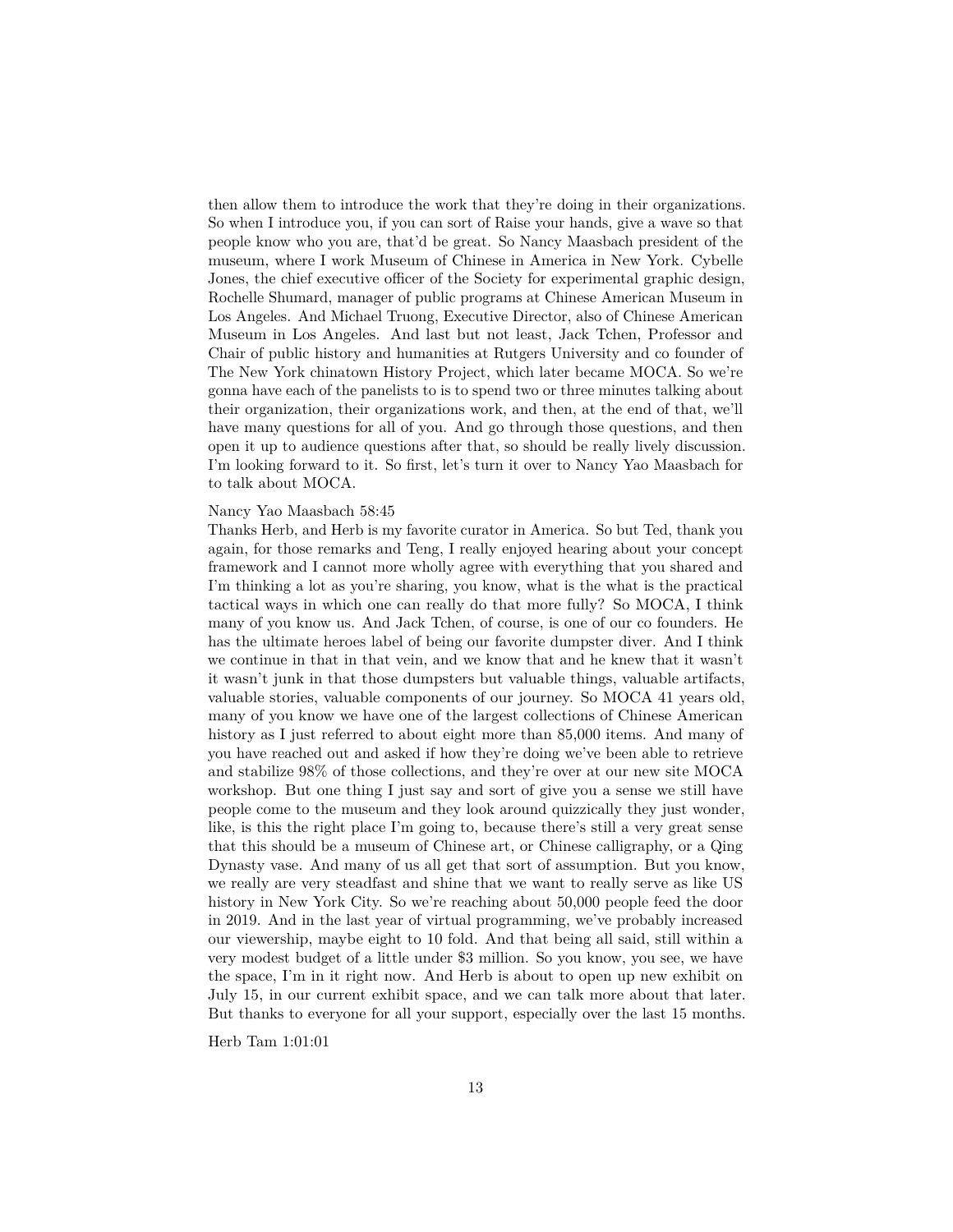then allow them to introduce the work that they're doing in their organizations. So when I introduce you, if you can sort of Raise your hands, give a wave so that people know who you are, that'd be great. So Nancy Maasbach president of the museum, where I work Museum of Chinese in America in New York. Cybelle Jones, the chief executive officer of the Society for experimental graphic design, Rochelle Shumard, manager of public programs at Chinese American Museum in Los Angeles. And Michael Truong, Executive Director, also of Chinese American Museum in Los Angeles. And last but not least, Jack Tchen, Professor and Chair of public history and humanities at Rutgers University and co founder of The New York chinatown History Project, which later became MOCA. So we're gonna have each of the panelists to is to spend two or three minutes talking about their organization, their organizations work, and then, at the end of that, we'll have many questions for all of you. And go through those questions, and then open it up to audience questions after that, so should be really lively discussion. I'm looking forward to it. So first, let's turn it over to Nancy Yao Maasbach for to talk about MOCA.

Nancy Yao Maasbach 58:45

Thanks Herb, and Herb is my favorite curator in America. So but Ted, thank you again, for those remarks and Teng, I really enjoyed hearing about your concept framework and I cannot more wholly agree with everything that you shared and I'm thinking a lot as you're sharing, you know, what is the what is the practical tactical ways in which one can really do that more fully? So MOCA, I think many of you know us. And Jack Tchen, of course, is one of our co founders. He has the ultimate heroes label of being our favorite dumpster diver. And I think we continue in that in that vein, and we know that and he knew that it wasn't it wasn't junk in that those dumpsters but valuable things, valuable artifacts, valuable stories, valuable components of our journey. So MOCA 41 years old, many of you know we have one of the largest collections of Chinese American history as I just referred to about eight more than 85,000 items. And many of you have reached out and asked if how they're doing we've been able to retrieve and stabilize 98% of those collections, and they're over at our new site MOCA workshop. But one thing I just say and sort of give you a sense we still have people come to the museum and they look around quizzically they just wonder, like, is this the right place I'm going to, because there's still a very great sense that this should be a museum of Chinese art, or Chinese calligraphy, or a Qing Dynasty vase. And many of us all get that sort of assumption. But you know, we really are very steadfast and shine that we want to really serve as like US history in New York City. So we're reaching about 50,000 people feed the door in 2019. And in the last year of virtual programming, we've probably increased our viewership, maybe eight to 10 fold. And that being all said, still within a very modest budget of a little under $3 million. So you know, you see, we have the space, I'm in it right now. And Herb is about to open up new exhibit on July 15, in our current exhibit space, and we can talk more about that later. But thanks to everyone for all your support, especially over the last 15 months.

Herb Tam 1:01:01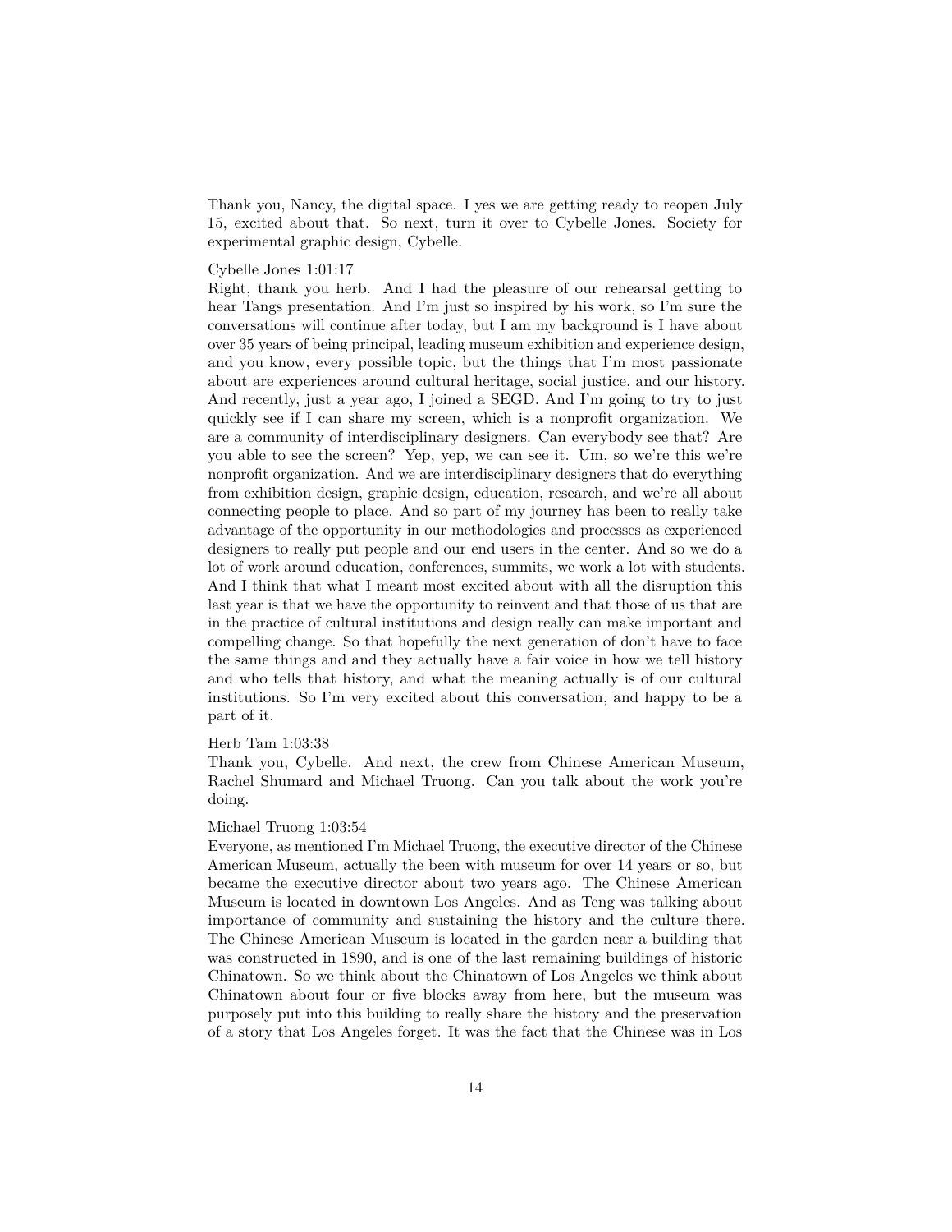Thank you, Nancy, the digital space. I yes we are getting ready to reopen July 15, excited about that. So next, turn it over to Cybelle Jones. Society for experimental graphic design, Cybelle.

Cybelle Jones 1:01:17
Right, thank you herb. And I had the pleasure of our rehearsal getting to hear Tangs presentation. And I'm just so inspired by his work, so I'm sure the conversations will continue after today, but I am my background is I have about over 35 years of being principal, leading museum exhibition and experience design, and you know, every possible topic, but the things that I'm most passionate about are experiences around cultural heritage, social justice, and our history. And recently, just a year ago, I joined a SEGD. And I'm going to try to just quickly see if I can share my screen, which is a nonprofit organization. We are a community of interdisciplinary designers. Can everybody see that? Are you able to see the screen? Yep, yep, we can see it. Um, so we're this we're nonprofit organization. And we are interdisciplinary designers that do everything from exhibition design, graphic design, education, research, and we're all about connecting people to place. And so part of my journey has been to really take advantage of the opportunity in our methodologies and processes as experienced designers to really put people and our end users in the center. And so we do a lot of work around education, conferences, summits, we work a lot with students. And I think that what I meant most excited about with all the disruption this last year is that we have the opportunity to reinvent and that those of us that are in the practice of cultural institutions and design really can make important and compelling change. So that hopefully the next generation of don't have to face the same things and and they actually have a fair voice in how we tell history and who tells that history, and what the meaning actually is of our cultural institutions. So I'm very excited about this conversation, and happy to be a part of it.

Herb Tam 1:03:38
Thank you, Cybelle. And next, the crew from Chinese American Museum, Rachel Shumard and Michael Truong. Can you talk about the work you're doing.

Michael Truong 1:03:54
Everyone, as mentioned I'm Michael Truong, the executive director of the Chinese American Museum, actually the been with museum for over 14 years or so, but became the executive director about two years ago. The Chinese American Museum is located in downtown Los Angeles. And as Teng was talking about importance of community and sustaining the history and the culture there. The Chinese American Museum is located in the garden near a building that was constructed in 1890, and is one of the last remaining buildings of historic Chinatown. So we think about the Chinatown of Los Angeles we think about Chinatown about four or five blocks away from here, but the museum was purposely put into this building to really share the history and the preservation of a story that Los Angeles forget. It was the fact that the Chinese was in Los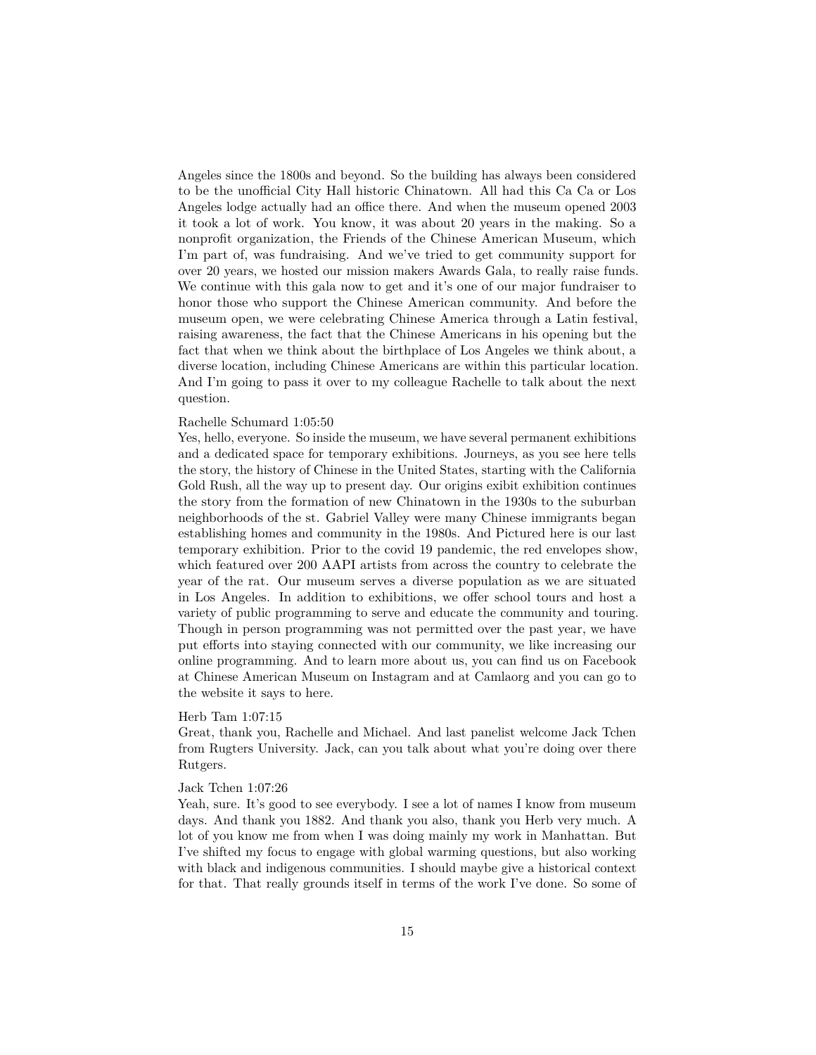Angeles since the 1800s and beyond. So the building has always been considered to be the unofficial City Hall historic Chinatown. All had this Ca Ca or Los Angeles lodge actually had an office there. And when the museum opened 2003 it took a lot of work. You know, it was about 20 years in the making. So a nonprofit organization, the Friends of the Chinese American Museum, which I'm part of, was fundraising. And we've tried to get community support for over 20 years, we hosted our mission makers Awards Gala, to really raise funds. We continue with this gala now to get and it's one of our major fundraiser to honor those who support the Chinese American community. And before the museum open, we were celebrating Chinese America through a Latin festival, raising awareness, the fact that the Chinese Americans in his opening but the fact that when we think about the birthplace of Los Angeles we think about, a diverse location, including Chinese Americans are within this particular location. And I'm going to pass it over to my colleague Rachelle to talk about the next question.

Rachelle Schumard 1:05:50

Yes, hello, everyone. So inside the museum, we have several permanent exhibitions and a dedicated space for temporary exhibitions. Journeys, as you see here tells the story, the history of Chinese in the United States, starting with the California Gold Rush, all the way up to present day. Our origins exibit exhibition continues the story from the formation of new Chinatown in the 1930s to the suburban neighborhoods of the st. Gabriel Valley were many Chinese immigrants began establishing homes and community in the 1980s. And Pictured here is our last temporary exhibition. Prior to the covid 19 pandemic, the red envelopes show, which featured over 200 AAPI artists from across the country to celebrate the year of the rat. Our museum serves a diverse population as we are situated in Los Angeles. In addition to exhibitions, we offer school tours and host a variety of public programming to serve and educate the community and touring. Though in person programming was not permitted over the past year, we have put efforts into staying connected with our community, we like increasing our online programming. And to learn more about us, you can find us on Facebook at Chinese American Museum on Instagram and at Camlaorg and you can go to the website it says to here.

Herb Tam 1:07:15

Great, thank you, Rachelle and Michael. And last panelist welcome Jack Tchen from Rugters University. Jack, can you talk about what you're doing over there Rutgers.

Jack Tchen 1:07:26

Yeah, sure. It's good to see everybody. I see a lot of names I know from museum days. And thank you 1882. And thank you also, thank you Herb very much. A lot of you know me from when I was doing mainly my work in Manhattan. But I've shifted my focus to engage with global warming questions, but also working with black and indigenous communities. I should maybe give a historical context for that. That really grounds itself in terms of the work I've done. So some of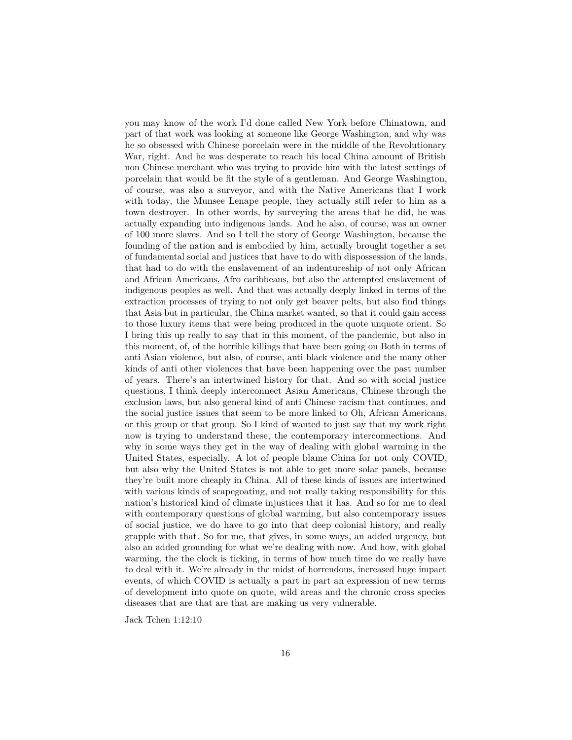you may know of the work I'd done called New York before Chinatown, and part of that work was looking at someone like George Washington, and why was he so obsessed with Chinese porcelain were in the middle of the Revolutionary War, right. And he was desperate to reach his local China amount of British non Chinese merchant who was trying to provide him with the latest settings of porcelain that would be fit the style of a gentleman. And George Washington, of course, was also a surveyor, and with the Native Americans that I work with today, the Munsee Lenape people, they actually still refer to him as a town destroyer. In other words, by surveying the areas that he did, he was actually expanding into indigenous lands. And he also, of course, was an owner of 100 more slaves. And so I tell the story of George Washington, because the founding of the nation and is embodied by him, actually brought together a set of fundamental social and justices that have to do with dispossession of the lands, that had to do with the enslavement of an indentureship of not only African and African Americans, Afro caribbeans, but also the attempted enslavement of indigenous peoples as well. And that was actually deeply linked in terms of the extraction processes of trying to not only get beaver pelts, but also find things that Asia but in particular, the China market wanted, so that it could gain access to those luxury items that were being produced in the quote unquote orient. So I bring this up really to say that in this moment, of the pandemic, but also in this moment, of, of the horrible killings that have been going on Both in terms of anti Asian violence, but also, of course, anti black violence and the many other kinds of anti other violences that have been happening over the past number of years. There's an intertwined history for that. And so with social justice questions, I think deeply interconnect Asian Americans, Chinese through the exclusion laws, but also general kind of anti Chinese racism that continues, and the social justice issues that seem to be more linked to Oh, African Americans, or this group or that group. So I kind of wanted to just say that my work right now is trying to understand these, the contemporary interconnections. And why in some ways they get in the way of dealing with global warming in the United States, especially. A lot of people blame China for not only COVID, but also why the United States is not able to get more solar panels, because they're built more cheaply in China. All of these kinds of issues are intertwined with various kinds of scapegoating, and not really taking responsibility for this nation's historical kind of climate injustices that it has. And so for me to deal with contemporary questions of global warming, but also contemporary issues of social justice, we do have to go into that deep colonial history, and really grapple with that. So for me, that gives, in some ways, an added urgency, but also an added grounding for what we're dealing with now. And how, with global warming, the the clock is ticking, in terms of how much time do we really have to deal with it. We're already in the midst of horrendous, increased huge impact events, of which COVID is actually a part in part an expression of new terms of development into quote on quote, wild areas and the chronic cross species diseases that are that are that are making us very vulnerable.

Jack Tchen 1:12:10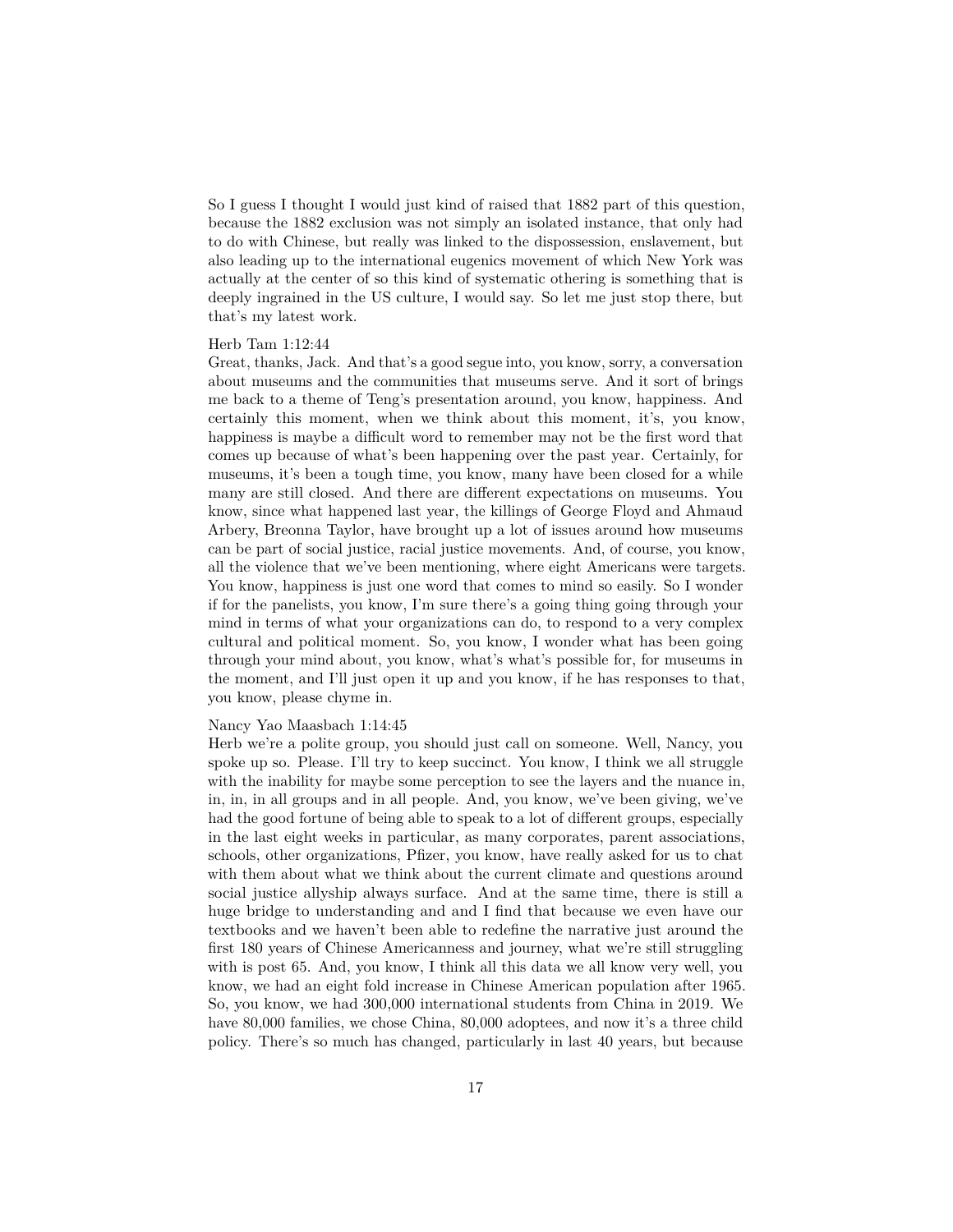So I guess I thought I would just kind of raised that 1882 part of this question, because the 1882 exclusion was not simply an isolated instance, that only had to do with Chinese, but really was linked to the dispossession, enslavement, but also leading up to the international eugenics movement of which New York was actually at the center of so this kind of systematic othering is something that is deeply ingrained in the US culture, I would say. So let me just stop there, but that's my latest work.

Herb Tam 1:12:44
Great, thanks, Jack. And that's a good segue into, you know, sorry, a conversation about museums and the communities that museums serve. And it sort of brings me back to a theme of Teng's presentation around, you know, happiness. And certainly this moment, when we think about this moment, it's, you know, happiness is maybe a difficult word to remember may not be the first word that comes up because of what's been happening over the past year. Certainly, for museums, it's been a tough time, you know, many have been closed for a while many are still closed. And there are different expectations on museums. You know, since what happened last year, the killings of George Floyd and Ahmaud Arbery, Breonna Taylor, have brought up a lot of issues around how museums can be part of social justice, racial justice movements. And, of course, you know, all the violence that we've been mentioning, where eight Americans were targets. You know, happiness is just one word that comes to mind so easily. So I wonder if for the panelists, you know, I'm sure there's a going thing going through your mind in terms of what your organizations can do, to respond to a very complex cultural and political moment. So, you know, I wonder what has been going through your mind about, you know, what's what's possible for, for museums in the moment, and I'll just open it up and you know, if he has responses to that, you know, please chyme in.

Nancy Yao Maasbach 1:14:45
Herb we're a polite group, you should just call on someone. Well, Nancy, you spoke up so. Please. I'll try to keep succinct. You know, I think we all struggle with the inability for maybe some perception to see the layers and the nuance in, in, in, in all groups and in all people. And, you know, we've been giving, we've had the good fortune of being able to speak to a lot of different groups, especially in the last eight weeks in particular, as many corporates, parent associations, schools, other organizations, Pfizer, you know, have really asked for us to chat with them about what we think about the current climate and questions around social justice allyship always surface. And at the same time, there is still a huge bridge to understanding and and I find that because we even have our textbooks and we haven't been able to redefine the narrative just around the first 180 years of Chinese Americanness and journey, what we're still struggling with is post 65. And, you know, I think all this data we all know very well, you know, we had an eight fold increase in Chinese American population after 1965. So, you know, we had 300,000 international students from China in 2019. We have 80,000 families, we chose China, 80,000 adoptees, and now it's a three child policy. There's so much has changed, particularly in last 40 years, but because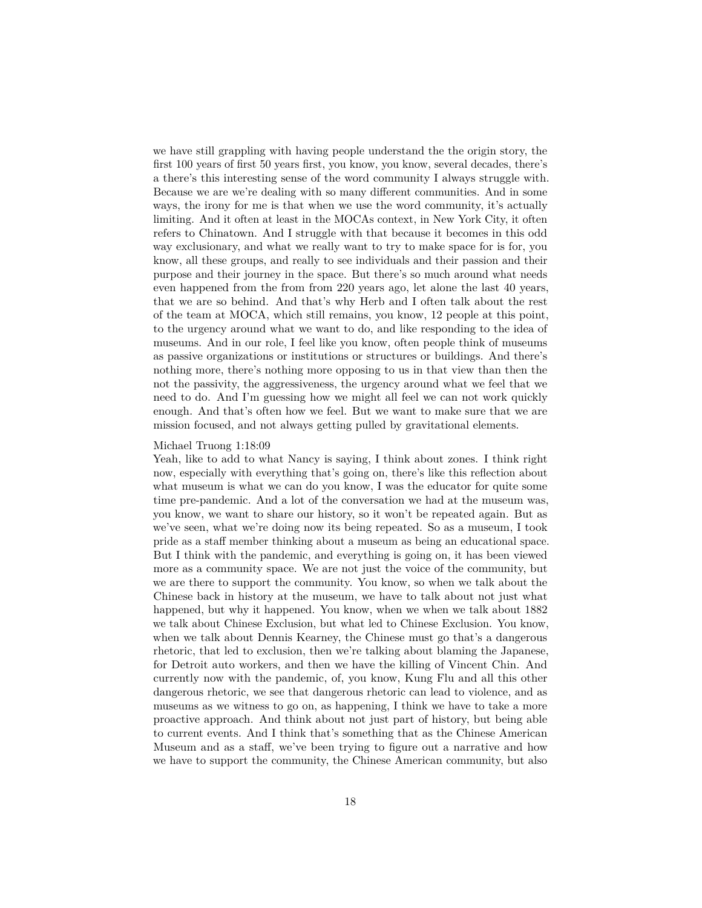we have still grappling with having people understand the the origin story, the first 100 years of first 50 years first, you know, you know, several decades, there's a there's this interesting sense of the word community I always struggle with. Because we are we're dealing with so many different communities. And in some ways, the irony for me is that when we use the word community, it's actually limiting. And it often at least in the MOCAs context, in New York City, it often refers to Chinatown. And I struggle with that because it becomes in this odd way exclusionary, and what we really want to try to make space for is for, you know, all these groups, and really to see individuals and their passion and their purpose and their journey in the space. But there's so much around what needs even happened from the from from 220 years ago, let alone the last 40 years, that we are so behind. And that's why Herb and I often talk about the rest of the team at MOCA, which still remains, you know, 12 people at this point, to the urgency around what we want to do, and like responding to the idea of museums. And in our role, I feel like you know, often people think of museums as passive organizations or institutions or structures or buildings. And there's nothing more, there's nothing more opposing to us in that view than then the not the passivity, the aggressiveness, the urgency around what we feel that we need to do. And I'm guessing how we might all feel we can not work quickly enough. And that's often how we feel. But we want to make sure that we are mission focused, and not always getting pulled by gravitational elements.

Michael Truong 1:18:09
Yeah, like to add to what Nancy is saying, I think about zones. I think right now, especially with everything that's going on, there's like this reflection about what museum is what we can do you know, I was the educator for quite some time pre-pandemic. And a lot of the conversation we had at the museum was, you know, we want to share our history, so it won't be repeated again. But as we've seen, what we're doing now its being repeated. So as a museum, I took pride as a staff member thinking about a museum as being an educational space. But I think with the pandemic, and everything is going on, it has been viewed more as a community space. We are not just the voice of the community, but we are there to support the community. You know, so when we talk about the Chinese back in history at the museum, we have to talk about not just what happened, but why it happened. You know, when we when we talk about 1882 we talk about Chinese Exclusion, but what led to Chinese Exclusion. You know, when we talk about Dennis Kearney, the Chinese must go that's a dangerous rhetoric, that led to exclusion, then we're talking about blaming the Japanese, for Detroit auto workers, and then we have the killing of Vincent Chin. And currently now with the pandemic, of, you know, Kung Flu and all this other dangerous rhetoric, we see that dangerous rhetoric can lead to violence, and as museums as we witness to go on, as happening, I think we have to take a more proactive approach. And think about not just part of history, but being able to current events. And I think that's something that as the Chinese American Museum and as a staff, we've been trying to figure out a narrative and how we have to support the community, the Chinese American community, but also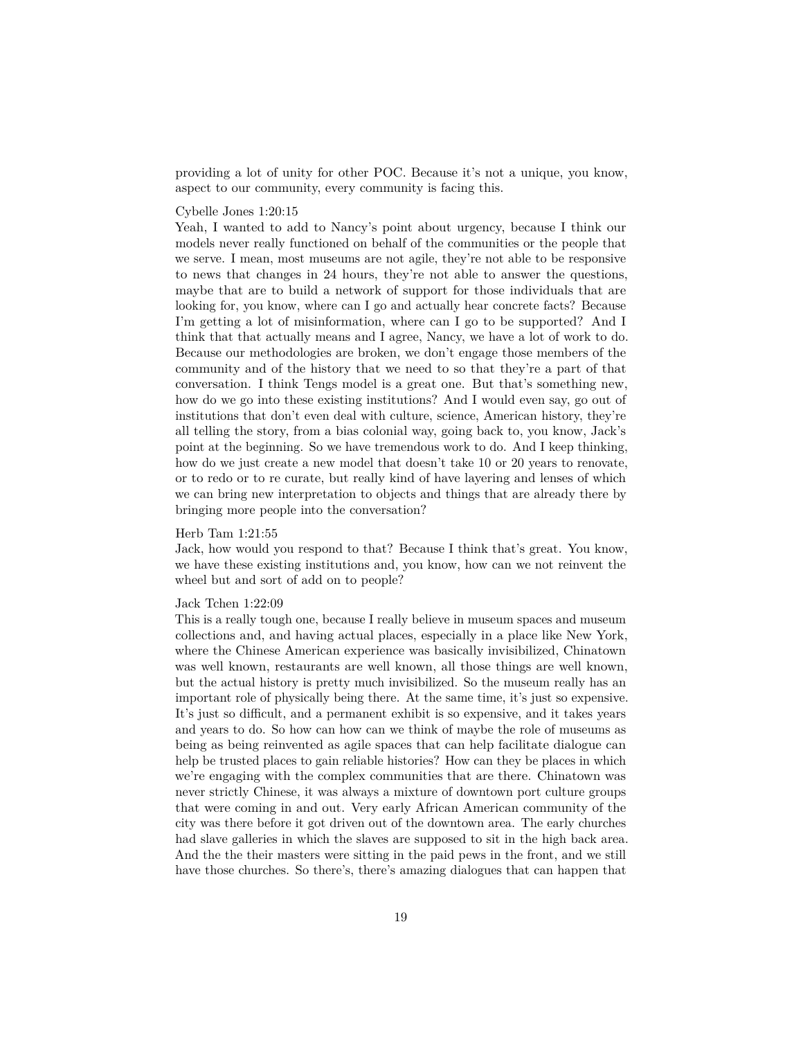providing a lot of unity for other POC. Because it's not a unique, you know, aspect to our community, every community is facing this.

Cybelle Jones 1:20:15

Yeah, I wanted to add to Nancy's point about urgency, because I think our models never really functioned on behalf of the communities or the people that we serve. I mean, most museums are not agile, they're not able to be responsive to news that changes in 24 hours, they're not able to answer the questions, maybe that are to build a network of support for those individuals that are looking for, you know, where can I go and actually hear concrete facts? Because I'm getting a lot of misinformation, where can I go to be supported? And I think that that actually means and I agree, Nancy, we have a lot of work to do. Because our methodologies are broken, we don't engage those members of the community and of the history that we need to so that they're a part of that conversation. I think Tengs model is a great one. But that's something new, how do we go into these existing institutions? And I would even say, go out of institutions that don't even deal with culture, science, American history, they're all telling the story, from a bias colonial way, going back to, you know, Jack's point at the beginning. So we have tremendous work to do. And I keep thinking, how do we just create a new model that doesn't take 10 or 20 years to renovate, or to redo or to re curate, but really kind of have layering and lenses of which we can bring new interpretation to objects and things that are already there by bringing more people into the conversation?

Herb Tam 1:21:55

Jack, how would you respond to that? Because I think that's great. You know, we have these existing institutions and, you know, how can we not reinvent the wheel but and sort of add on to people?

Jack Tchen 1:22:09

This is a really tough one, because I really believe in museum spaces and museum collections and, and having actual places, especially in a place like New York, where the Chinese American experience was basically invisibilized, Chinatown was well known, restaurants are well known, all those things are well known, but the actual history is pretty much invisibilized. So the museum really has an important role of physically being there. At the same time, it's just so expensive. It's just so difficult, and a permanent exhibit is so expensive, and it takes years and years to do. So how can how can we think of maybe the role of museums as being as being reinvented as agile spaces that can help facilitate dialogue can help be trusted places to gain reliable histories? How can they be places in which we're engaging with the complex communities that are there. Chinatown was never strictly Chinese, it was always a mixture of downtown port culture groups that were coming in and out. Very early African American community of the city was there before it got driven out of the downtown area. The early churches had slave galleries in which the slaves are supposed to sit in the high back area. And the the their masters were sitting in the paid pews in the front, and we still have those churches. So there's, there's amazing dialogues that can happen that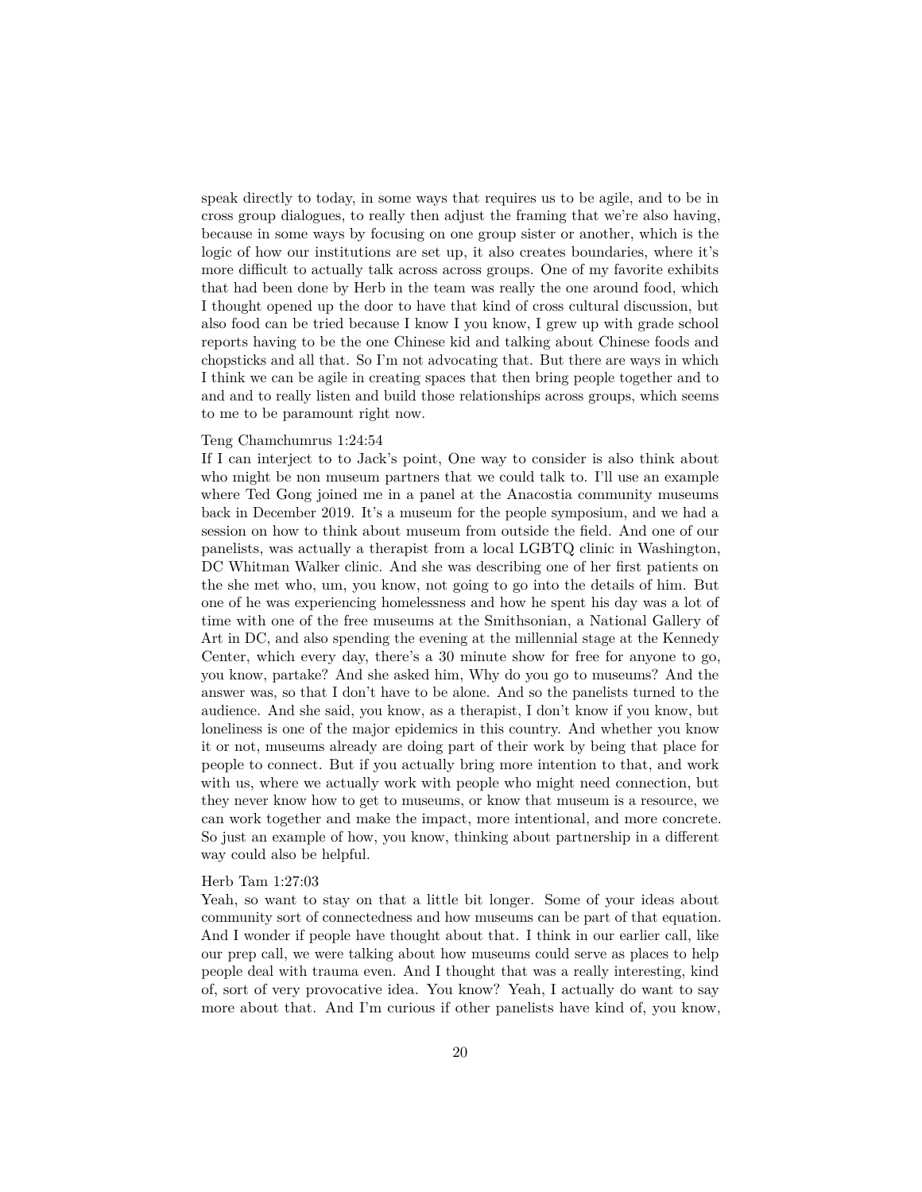speak directly to today, in some ways that requires us to be agile, and to be in cross group dialogues, to really then adjust the framing that we're also having, because in some ways by focusing on one group sister or another, which is the logic of how our institutions are set up, it also creates boundaries, where it's more difficult to actually talk across across groups. One of my favorite exhibits that had been done by Herb in the team was really the one around food, which I thought opened up the door to have that kind of cross cultural discussion, but also food can be tried because I know I you know, I grew up with grade school reports having to be the one Chinese kid and talking about Chinese foods and chopsticks and all that. So I'm not advocating that. But there are ways in which I think we can be agile in creating spaces that then bring people together and to and and to really listen and build those relationships across groups, which seems to me to be paramount right now.

Teng Chamchumrus 1:24:54
If I can interject to to Jack's point, One way to consider is also think about who might be non museum partners that we could talk to. I'll use an example where Ted Gong joined me in a panel at the Anacostia community museums back in December 2019. It's a museum for the people symposium, and we had a session on how to think about museum from outside the field. And one of our panelists, was actually a therapist from a local LGBTQ clinic in Washington, DC Whitman Walker clinic. And she was describing one of her first patients on the she met who, um, you know, not going to go into the details of him. But one of he was experiencing homelessness and how he spent his day was a lot of time with one of the free museums at the Smithsonian, a National Gallery of Art in DC, and also spending the evening at the millennial stage at the Kennedy Center, which every day, there's a 30 minute show for free for anyone to go, you know, partake? And she asked him, Why do you go to museums? And the answer was, so that I don't have to be alone. And so the panelists turned to the audience. And she said, you know, as a therapist, I don't know if you know, but loneliness is one of the major epidemics in this country. And whether you know it or not, museums already are doing part of their work by being that place for people to connect. But if you actually bring more intention to that, and work with us, where we actually work with people who might need connection, but they never know how to get to museums, or know that museum is a resource, we can work together and make the impact, more intentional, and more concrete. So just an example of how, you know, thinking about partnership in a different way could also be helpful.

Herb Tam 1:27:03
Yeah, so want to stay on that a little bit longer. Some of your ideas about community sort of connectedness and how museums can be part of that equation. And I wonder if people have thought about that. I think in our earlier call, like our prep call, we were talking about how museums could serve as places to help people deal with trauma even. And I thought that was a really interesting, kind of, sort of very provocative idea. You know? Yeah, I actually do want to say more about that. And I'm curious if other panelists have kind of, you know,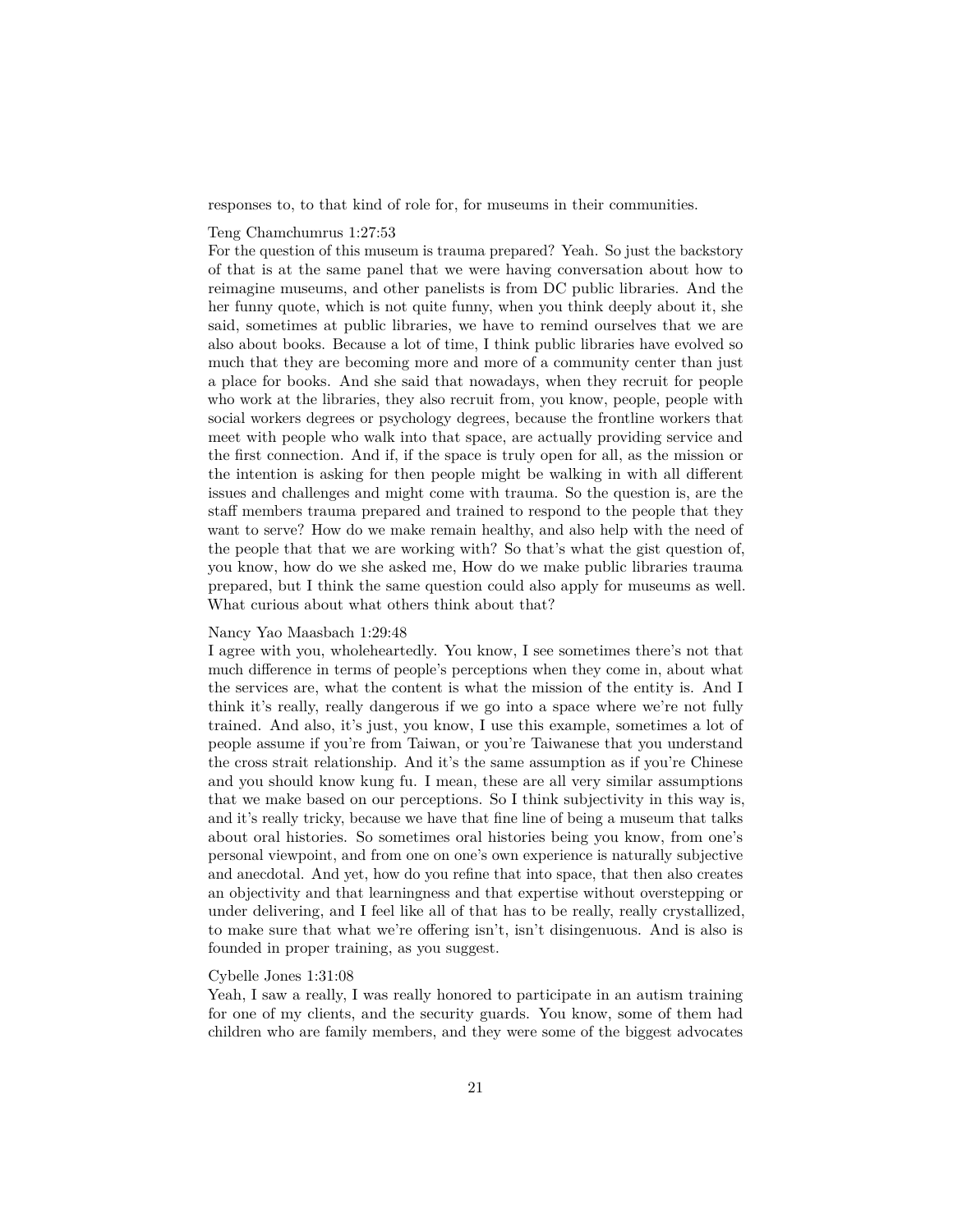responses to, to that kind of role for, for museums in their communities.

Teng Chamchumrus 1:27:53
For the question of this museum is trauma prepared? Yeah. So just the backstory of that is at the same panel that we were having conversation about how to reimagine museums, and other panelists is from DC public libraries. And the her funny quote, which is not quite funny, when you think deeply about it, she said, sometimes at public libraries, we have to remind ourselves that we are also about books. Because a lot of time, I think public libraries have evolved so much that they are becoming more and more of a community center than just a place for books. And she said that nowadays, when they recruit for people who work at the libraries, they also recruit from, you know, people, people with social workers degrees or psychology degrees, because the frontline workers that meet with people who walk into that space, are actually providing service and the first connection. And if, if the space is truly open for all, as the mission or the intention is asking for then people might be walking in with all different issues and challenges and might come with trauma. So the question is, are the staff members trauma prepared and trained to respond to the people that they want to serve? How do we make remain healthy, and also help with the need of the people that that we are working with? So that's what the gist question of, you know, how do we she asked me, How do we make public libraries trauma prepared, but I think the same question could also apply for museums as well. What curious about what others think about that?

Nancy Yao Maasbach 1:29:48
I agree with you, wholeheartedly. You know, I see sometimes there's not that much difference in terms of people's perceptions when they come in, about what the services are, what the content is what the mission of the entity is. And I think it's really, really dangerous if we go into a space where we're not fully trained. And also, it's just, you know, I use this example, sometimes a lot of people assume if you're from Taiwan, or you're Taiwanese that you understand the cross strait relationship. And it's the same assumption as if you're Chinese and you should know kung fu. I mean, these are all very similar assumptions that we make based on our perceptions. So I think subjectivity in this way is, and it's really tricky, because we have that fine line of being a museum that talks about oral histories. So sometimes oral histories being you know, from one's personal viewpoint, and from one on one's own experience is naturally subjective and anecdotal. And yet, how do you refine that into space, that then also creates an objectivity and that learningness and that expertise without overstepping or under delivering, and I feel like all of that has to be really, really crystallized, to make sure that what we're offering isn't, isn't disingenuous. And is also is founded in proper training, as you suggest.

Cybelle Jones 1:31:08
Yeah, I saw a really, I was really honored to participate in an autism training for one of my clients, and the security guards. You know, some of them had children who are family members, and they were some of the biggest advocates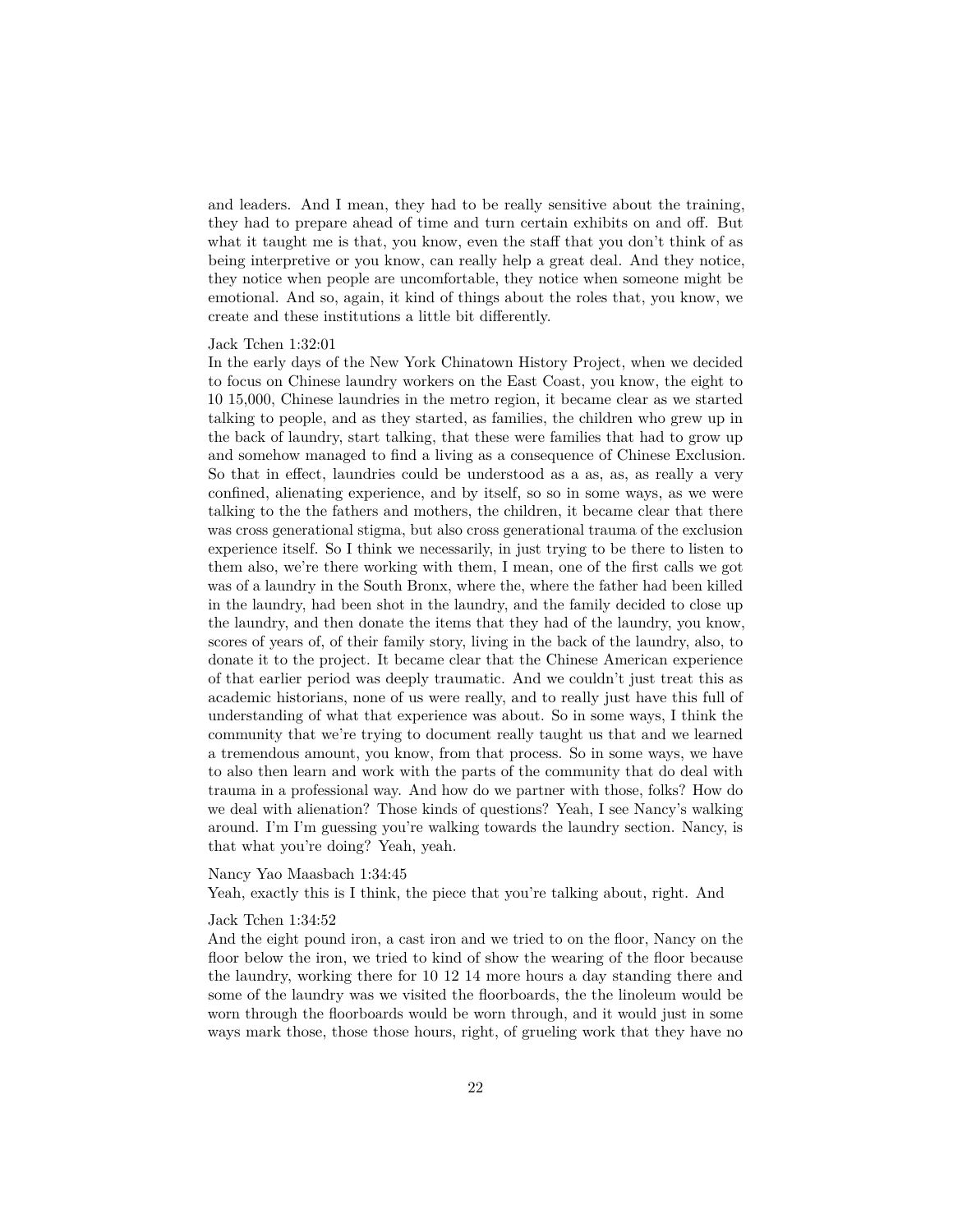and leaders. And I mean, they had to be really sensitive about the training, they had to prepare ahead of time and turn certain exhibits on and off. But what it taught me is that, you know, even the staff that you don't think of as being interpretive or you know, can really help a great deal. And they notice, they notice when people are uncomfortable, they notice when someone might be emotional. And so, again, it kind of things about the roles that, you know, we create and these institutions a little bit differently.

Jack Tchen 1:32:01

In the early days of the New York Chinatown History Project, when we decided to focus on Chinese laundry workers on the East Coast, you know, the eight to 10 15,000, Chinese laundries in the metro region, it became clear as we started talking to people, and as they started, as families, the children who grew up in the back of laundry, start talking, that these were families that had to grow up and somehow managed to find a living as a consequence of Chinese Exclusion. So that in effect, laundries could be understood as a as, as, as really a very confined, alienating experience, and by itself, so so in some ways, as we were talking to the the fathers and mothers, the children, it became clear that there was cross generational stigma, but also cross generational trauma of the exclusion experience itself. So I think we necessarily, in just trying to be there to listen to them also, we're there working with them, I mean, one of the first calls we got was of a laundry in the South Bronx, where the, where the father had been killed in the laundry, had been shot in the laundry, and the family decided to close up the laundry, and then donate the items that they had of the laundry, you know, scores of years of, of their family story, living in the back of the laundry, also, to donate it to the project. It became clear that the Chinese American experience of that earlier period was deeply traumatic. And we couldn't just treat this as academic historians, none of us were really, and to really just have this full of understanding of what that experience was about. So in some ways, I think the community that we're trying to document really taught us that and we learned a tremendous amount, you know, from that process. So in some ways, we have to also then learn and work with the parts of the community that do deal with trauma in a professional way. And how do we partner with those, folks? How do we deal with alienation? Those kinds of questions? Yeah, I see Nancy's walking around. I'm I'm guessing you're walking towards the laundry section. Nancy, is that what you're doing? Yeah, yeah.

Nancy Yao Maasbach 1:34:45

Yeah, exactly this is I think, the piece that you're talking about, right. And

Jack Tchen 1:34:52

And the eight pound iron, a cast iron and we tried to on the floor, Nancy on the floor below the iron, we tried to kind of show the wearing of the floor because the laundry, working there for 10 12 14 more hours a day standing there and some of the laundry was we visited the floorboards, the the linoleum would be worn through the floorboards would be worn through, and it would just in some ways mark those, those those hours, right, of grueling work that they have no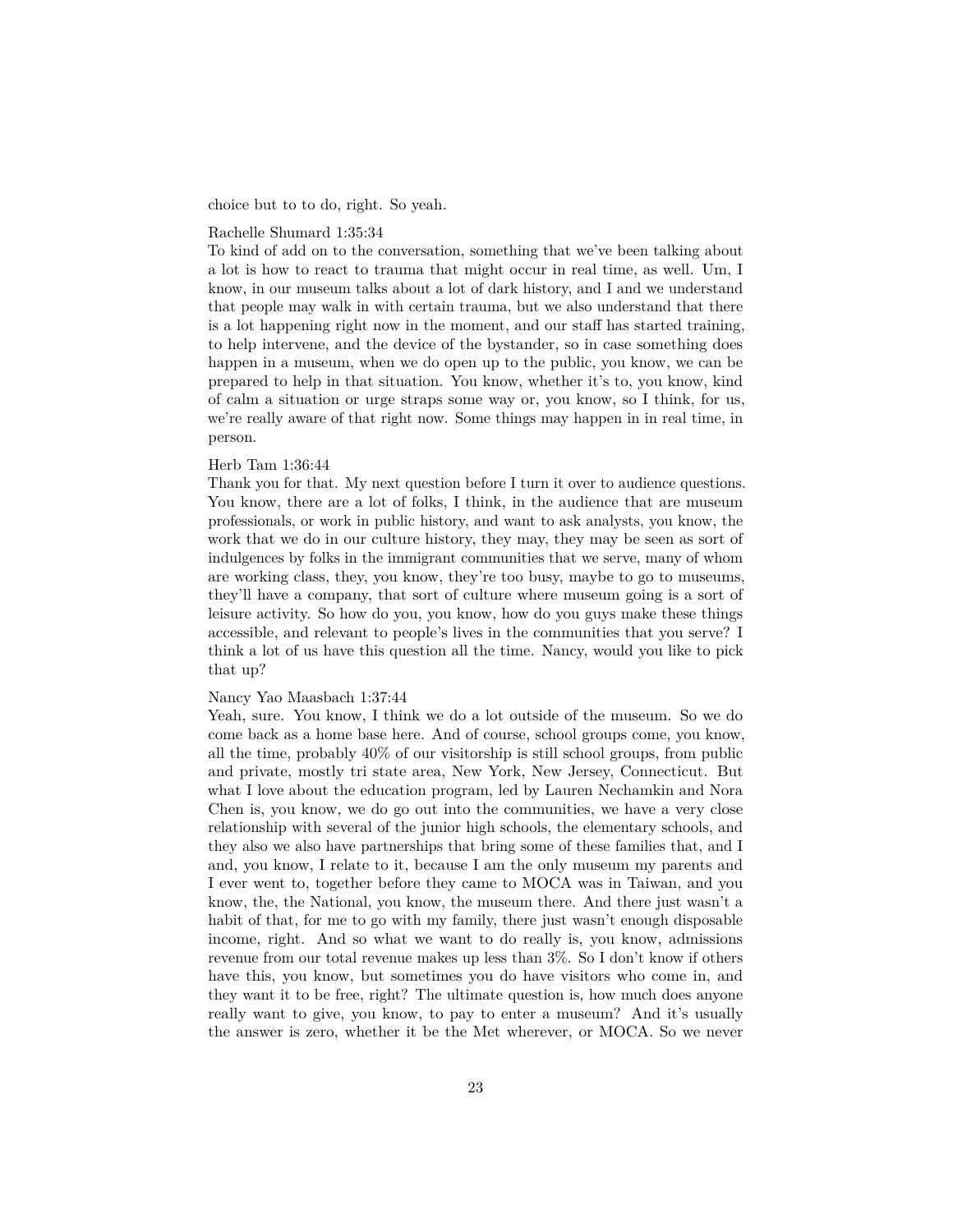choice but to to do, right. So yeah.

Rachelle Shumard 1:35:34
To kind of add on to the conversation, something that we've been talking about a lot is how to react to trauma that might occur in real time, as well. Um, I know, in our museum talks about a lot of dark history, and I and we understand that people may walk in with certain trauma, but we also understand that there is a lot happening right now in the moment, and our staff has started training, to help intervene, and the device of the bystander, so in case something does happen in a museum, when we do open up to the public, you know, we can be prepared to help in that situation. You know, whether it's to, you know, kind of calm a situation or urge straps some way or, you know, so I think, for us, we're really aware of that right now. Some things may happen in in real time, in person.

Herb Tam 1:36:44
Thank you for that. My next question before I turn it over to audience questions. You know, there are a lot of folks, I think, in the audience that are museum professionals, or work in public history, and want to ask analysts, you know, the work that we do in our culture history, they may, they may be seen as sort of indulgences by folks in the immigrant communities that we serve, many of whom are working class, they, you know, they're too busy, maybe to go to museums, they'll have a company, that sort of culture where museum going is a sort of leisure activity. So how do you, you know, how do you guys make these things accessible, and relevant to people's lives in the communities that you serve? I think a lot of us have this question all the time. Nancy, would you like to pick that up?

Nancy Yao Maasbach 1:37:44
Yeah, sure. You know, I think we do a lot outside of the museum. So we do come back as a home base here. And of course, school groups come, you know, all the time, probably 40% of our visitorship is still school groups, from public and private, mostly tri state area, New York, New Jersey, Connecticut. But what I love about the education program, led by Lauren Nechamkin and Nora Chen is, you know, we do go out into the communities, we have a very close relationship with several of the junior high schools, the elementary schools, and they also we also have partnerships that bring some of these families that, and I and, you know, I relate to it, because I am the only museum my parents and I ever went to, together before they came to MOCA was in Taiwan, and you know, the, the National, you know, the museum there. And there just wasn't a habit of that, for me to go with my family, there just wasn't enough disposable income, right. And so what we want to do really is, you know, admissions revenue from our total revenue makes up less than 3%. So I don't know if others have this, you know, but sometimes you do have visitors who come in, and they want it to be free, right? The ultimate question is, how much does anyone really want to give, you know, to pay to enter a museum? And it's usually the answer is zero, whether it be the Met wherever, or MOCA. So we never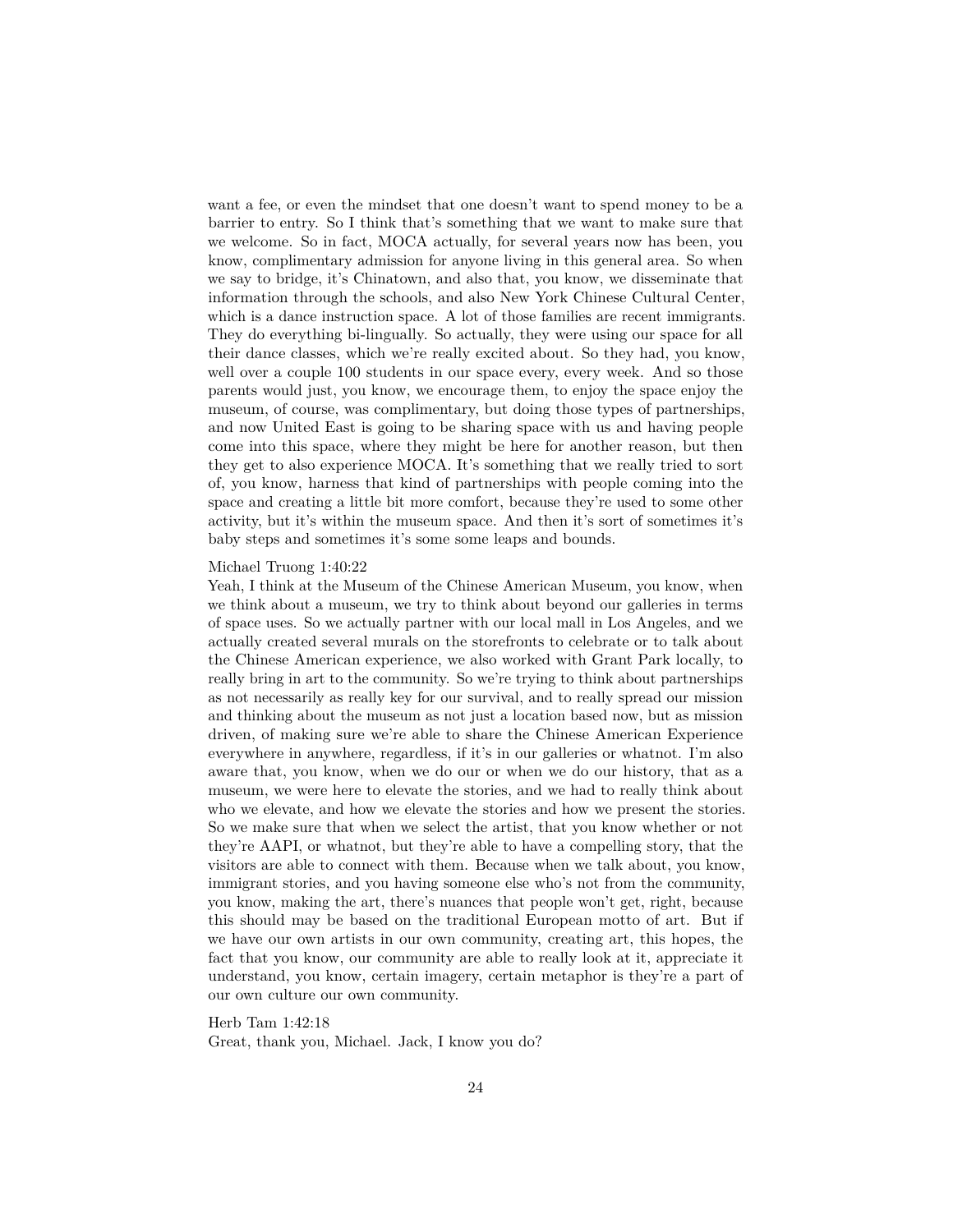want a fee, or even the mindset that one doesn't want to spend money to be a barrier to entry. So I think that's something that we want to make sure that we welcome. So in fact, MOCA actually, for several years now has been, you know, complimentary admission for anyone living in this general area. So when we say to bridge, it's Chinatown, and also that, you know, we disseminate that information through the schools, and also New York Chinese Cultural Center, which is a dance instruction space. A lot of those families are recent immigrants. They do everything bi-lingually. So actually, they were using our space for all their dance classes, which we're really excited about. So they had, you know, well over a couple 100 students in our space every, every week. And so those parents would just, you know, we encourage them, to enjoy the space enjoy the museum, of course, was complimentary, but doing those types of partnerships, and now United East is going to be sharing space with us and having people come into this space, where they might be here for another reason, but then they get to also experience MOCA. It's something that we really tried to sort of, you know, harness that kind of partnerships with people coming into the space and creating a little bit more comfort, because they're used to some other activity, but it's within the museum space. And then it's sort of sometimes it's baby steps and sometimes it's some some leaps and bounds.

Michael Truong 1:40:22
Yeah, I think at the Museum of the Chinese American Museum, you know, when we think about a museum, we try to think about beyond our galleries in terms of space uses. So we actually partner with our local mall in Los Angeles, and we actually created several murals on the storefronts to celebrate or to talk about the Chinese American experience, we also worked with Grant Park locally, to really bring in art to the community. So we're trying to think about partnerships as not necessarily as really key for our survival, and to really spread our mission and thinking about the museum as not just a location based now, but as mission driven, of making sure we're able to share the Chinese American Experience everywhere in anywhere, regardless, if it's in our galleries or whatnot. I'm also aware that, you know, when we do our or when we do our history, that as a museum, we were here to elevate the stories, and we had to really think about who we elevate, and how we elevate the stories and how we present the stories. So we make sure that when we select the artist, that you know whether or not they're AAPI, or whatnot, but they're able to have a compelling story, that the visitors are able to connect with them. Because when we talk about, you know, immigrant stories, and you having someone else who's not from the community, you know, making the art, there's nuances that people won't get, right, because this should may be based on the traditional European motto of art. But if we have our own artists in our own community, creating art, this hopes, the fact that you know, our community are able to really look at it, appreciate it understand, you know, certain imagery, certain metaphor is they're a part of our own culture our own community.

Herb Tam 1:42:18
Great, thank you, Michael. Jack, I know you do?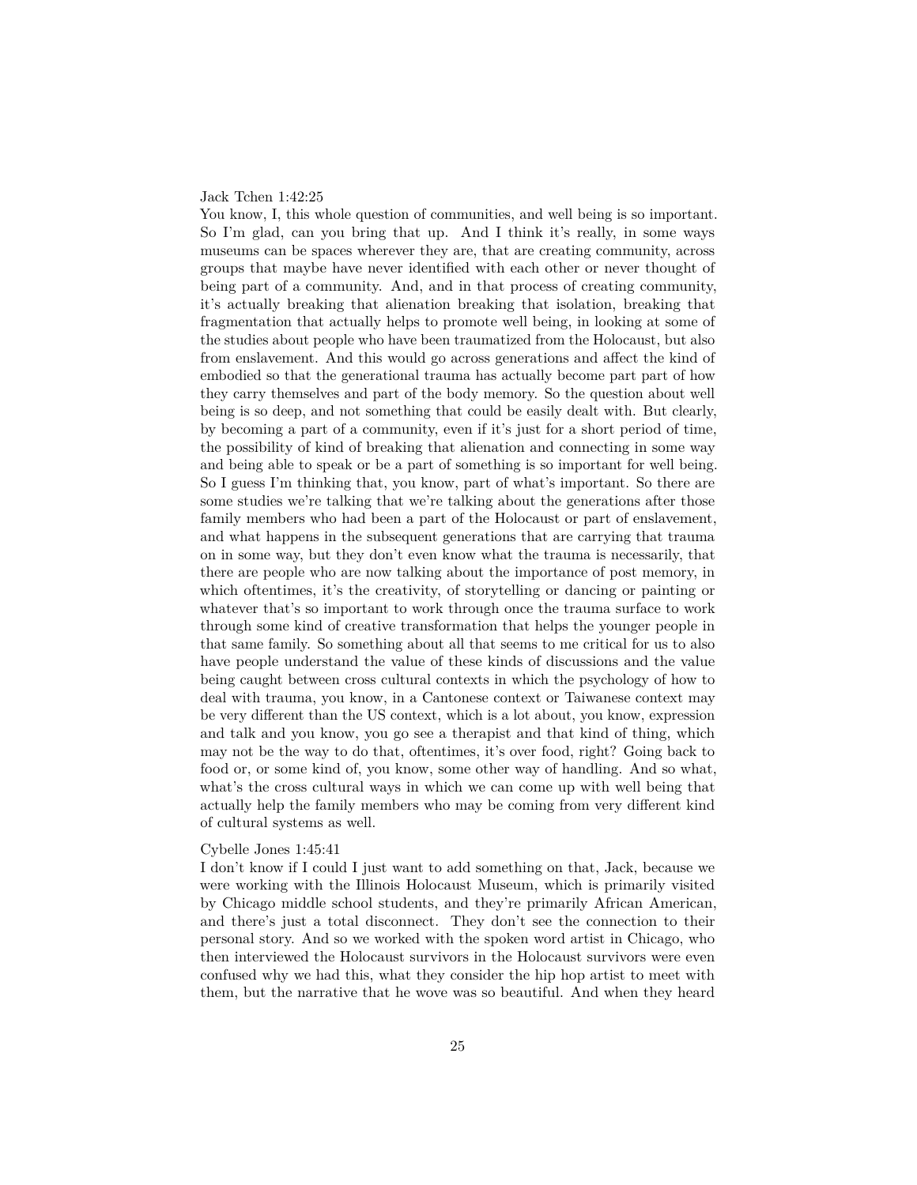Jack Tchen 1:42:25

You know, I, this whole question of communities, and well being is so important. So I'm glad, can you bring that up. And I think it's really, in some ways museums can be spaces wherever they are, that are creating community, across groups that maybe have never identified with each other or never thought of being part of a community. And, and in that process of creating community, it's actually breaking that alienation breaking that isolation, breaking that fragmentation that actually helps to promote well being, in looking at some of the studies about people who have been traumatized from the Holocaust, but also from enslavement. And this would go across generations and affect the kind of embodied so that the generational trauma has actually become part part of how they carry themselves and part of the body memory. So the question about well being is so deep, and not something that could be easily dealt with. But clearly, by becoming a part of a community, even if it's just for a short period of time, the possibility of kind of breaking that alienation and connecting in some way and being able to speak or be a part of something is so important for well being. So I guess I'm thinking that, you know, part of what's important. So there are some studies we're talking that we're talking about the generations after those family members who had been a part of the Holocaust or part of enslavement, and what happens in the subsequent generations that are carrying that trauma on in some way, but they don't even know what the trauma is necessarily, that there are people who are now talking about the importance of post memory, in which oftentimes, it's the creativity, of storytelling or dancing or painting or whatever that's so important to work through once the trauma surface to work through some kind of creative transformation that helps the younger people in that same family. So something about all that seems to me critical for us to also have people understand the value of these kinds of discussions and the value being caught between cross cultural contexts in which the psychology of how to deal with trauma, you know, in a Cantonese context or Taiwanese context may be very different than the US context, which is a lot about, you know, expression and talk and you know, you go see a therapist and that kind of thing, which may not be the way to do that, oftentimes, it's over food, right? Going back to food or, or some kind of, you know, some other way of handling. And so what, what's the cross cultural ways in which we can come up with well being that actually help the family members who may be coming from very different kind of cultural systems as well.

Cybelle Jones 1:45:41

I don't know if I could I just want to add something on that, Jack, because we were working with the Illinois Holocaust Museum, which is primarily visited by Chicago middle school students, and they're primarily African American, and there's just a total disconnect. They don't see the connection to their personal story. And so we worked with the spoken word artist in Chicago, who then interviewed the Holocaust survivors in the Holocaust survivors were even confused why we had this, what they consider the hip hop artist to meet with them, but the narrative that he wove was so beautiful. And when they heard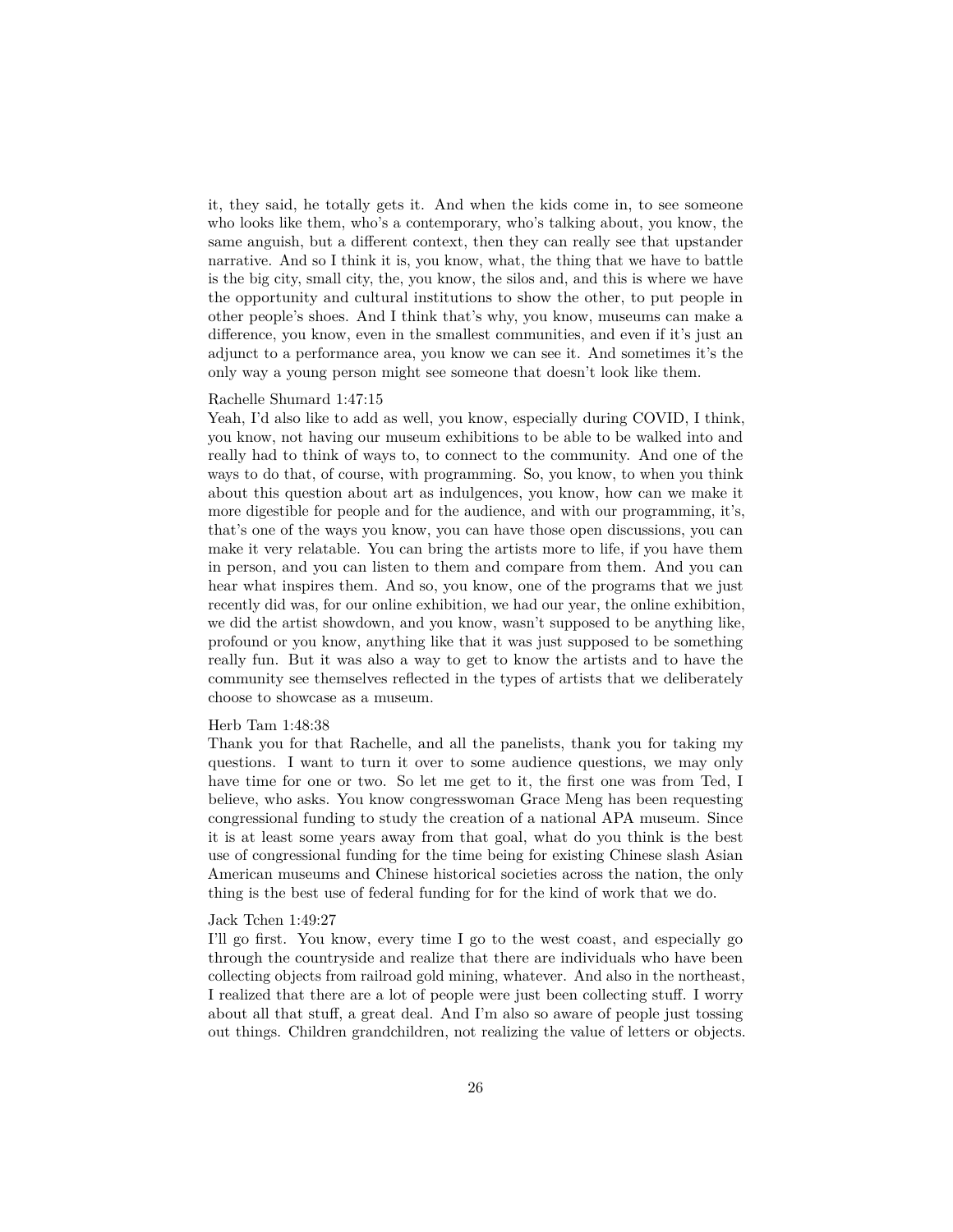it, they said, he totally gets it. And when the kids come in, to see someone who looks like them, who's a contemporary, who's talking about, you know, the same anguish, but a different context, then they can really see that upstander narrative. And so I think it is, you know, what, the thing that we have to battle is the big city, small city, the, you know, the silos and, and this is where we have the opportunity and cultural institutions to show the other, to put people in other people's shoes. And I think that's why, you know, museums can make a difference, you know, even in the smallest communities, and even if it's just an adjunct to a performance area, you know we can see it. And sometimes it's the only way a young person might see someone that doesn't look like them.

Rachelle Shumard 1:47:15
Yeah, I'd also like to add as well, you know, especially during COVID, I think, you know, not having our museum exhibitions to be able to be walked into and really had to think of ways to, to connect to the community. And one of the ways to do that, of course, with programming. So, you know, to when you think about this question about art as indulgences, you know, how can we make it more digestible for people and for the audience, and with our programming, it's, that's one of the ways you know, you can have those open discussions, you can make it very relatable. You can bring the artists more to life, if you have them in person, and you can listen to them and compare from them. And you can hear what inspires them. And so, you know, one of the programs that we just recently did was, for our online exhibition, we had our year, the online exhibition, we did the artist showdown, and you know, wasn't supposed to be anything like, profound or you know, anything like that it was just supposed to be something really fun. But it was also a way to get to know the artists and to have the community see themselves reflected in the types of artists that we deliberately choose to showcase as a museum.

Herb Tam 1:48:38
Thank you for that Rachelle, and all the panelists, thank you for taking my questions. I want to turn it over to some audience questions, we may only have time for one or two. So let me get to it, the first one was from Ted, I believe, who asks. You know congresswoman Grace Meng has been requesting congressional funding to study the creation of a national APA museum. Since it is at least some years away from that goal, what do you think is the best use of congressional funding for the time being for existing Chinese slash Asian American museums and Chinese historical societies across the nation, the only thing is the best use of federal funding for for the kind of work that we do.

Jack Tchen 1:49:27
I'll go first. You know, every time I go to the west coast, and especially go through the countryside and realize that there are individuals who have been collecting objects from railroad gold mining, whatever. And also in the northeast, I realized that there are a lot of people were just been collecting stuff. I worry about all that stuff, a great deal. And I'm also so aware of people just tossing out things. Children grandchildren, not realizing the value of letters or objects.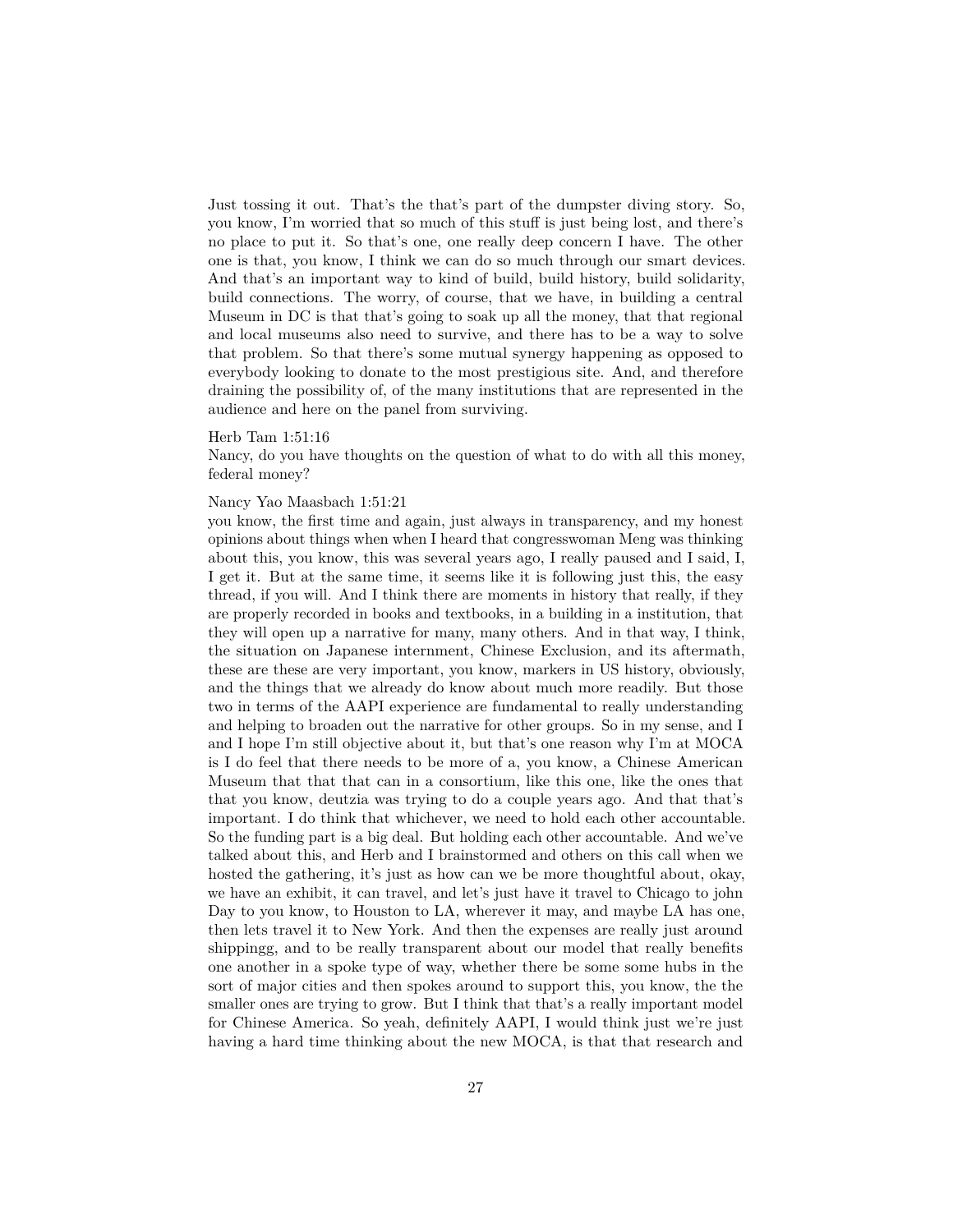Just tossing it out. That's the that's part of the dumpster diving story. So, you know, I'm worried that so much of this stuff is just being lost, and there's no place to put it. So that's one, one really deep concern I have. The other one is that, you know, I think we can do so much through our smart devices. And that's an important way to kind of build, build history, build solidarity, build connections. The worry, of course, that we have, in building a central Museum in DC is that that's going to soak up all the money, that that regional and local museums also need to survive, and there has to be a way to solve that problem. So that there's some mutual synergy happening as opposed to everybody looking to donate to the most prestigious site. And, and therefore draining the possibility of, of the many institutions that are represented in the audience and here on the panel from surviving.

Herb Tam 1:51:16
Nancy, do you have thoughts on the question of what to do with all this money, federal money?

Nancy Yao Maasbach 1:51:21
you know, the first time and again, just always in transparency, and my honest opinions about things when when I heard that congresswoman Meng was thinking about this, you know, this was several years ago, I really paused and I said, I, I get it. But at the same time, it seems like it is following just this, the easy thread, if you will. And I think there are moments in history that really, if they are properly recorded in books and textbooks, in a building in a institution, that they will open up a narrative for many, many others. And in that way, I think, the situation on Japanese internment, Chinese Exclusion, and its aftermath, these are these are very important, you know, markers in US history, obviously, and the things that we already do know about much more readily. But those two in terms of the AAPI experience are fundamental to really understanding and helping to broaden out the narrative for other groups. So in my sense, and I and I hope I'm still objective about it, but that's one reason why I'm at MOCA is I do feel that there needs to be more of a, you know, a Chinese American Museum that that that can in a consortium, like this one, like the ones that that you know, deutzia was trying to do a couple years ago. And that that's important. I do think that whichever, we need to hold each other accountable. So the funding part is a big deal. But holding each other accountable. And we've talked about this, and Herb and I brainstormed and others on this call when we hosted the gathering, it's just as how can we be more thoughtful about, okay, we have an exhibit, it can travel, and let's just have it travel to Chicago to john Day to you know, to Houston to LA, wherever it may, and maybe LA has one, then lets travel it to New York. And then the expenses are really just around shippingg, and to be really transparent about our model that really benefits one another in a spoke type of way, whether there be some some hubs in the sort of major cities and then spokes around to support this, you know, the the smaller ones are trying to grow. But I think that that's a really important model for Chinese America. So yeah, definitely AAPI, I would think just we're just having a hard time thinking about the new MOCA, is that that research and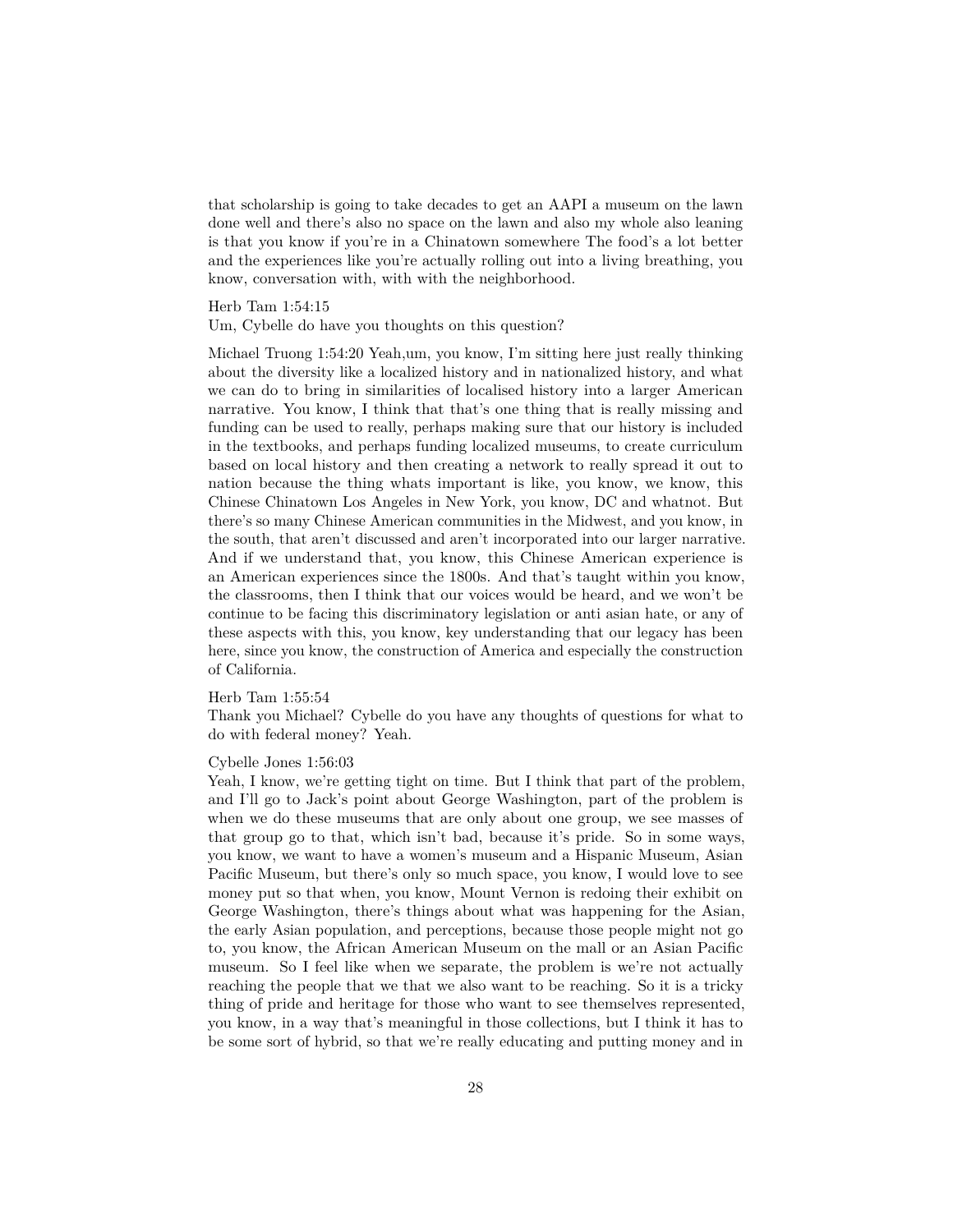that scholarship is going to take decades to get an AAPI a museum on the lawn done well and there's also no space on the lawn and also my whole also leaning is that you know if you're in a Chinatown somewhere The food's a lot better and the experiences like you're actually rolling out into a living breathing, you know, conversation with, with with the neighborhood.

Herb Tam 1:54:15
Um, Cybelle do have you thoughts on this question?

Michael Truong 1:54:20 Yeah,um, you know, I'm sitting here just really thinking about the diversity like a localized history and in nationalized history, and what we can do to bring in similarities of localised history into a larger American narrative. You know, I think that that's one thing that is really missing and funding can be used to really, perhaps making sure that our history is included in the textbooks, and perhaps funding localized museums, to create curriculum based on local history and then creating a network to really spread it out to nation because the thing whats important is like, you know, we know, this Chinese Chinatown Los Angeles in New York, you know, DC and whatnot. But there's so many Chinese American communities in the Midwest, and you know, in the south, that aren't discussed and aren't incorporated into our larger narrative. And if we understand that, you know, this Chinese American experience is an American experiences since the 1800s. And that's taught within you know, the classrooms, then I think that our voices would be heard, and we won't be continue to be facing this discriminatory legislation or anti asian hate, or any of these aspects with this, you know, key understanding that our legacy has been here, since you know, the construction of America and especially the construction of California.

Herb Tam 1:55:54
Thank you Michael? Cybelle do you have any thoughts of questions for what to do with federal money? Yeah.

Cybelle Jones 1:56:03
Yeah, I know, we're getting tight on time. But I think that part of the problem, and I'll go to Jack's point about George Washington, part of the problem is when we do these museums that are only about one group, we see masses of that group go to that, which isn't bad, because it's pride. So in some ways, you know, we want to have a women's museum and a Hispanic Museum, Asian Pacific Museum, but there's only so much space, you know, I would love to see money put so that when, you know, Mount Vernon is redoing their exhibit on George Washington, there's things about what was happening for the Asian, the early Asian population, and perceptions, because those people might not go to, you know, the African American Museum on the mall or an Asian Pacific museum. So I feel like when we separate, the problem is we're not actually reaching the people that we that we also want to be reaching. So it is a tricky thing of pride and heritage for those who want to see themselves represented, you know, in a way that's meaningful in those collections, but I think it has to be some sort of hybrid, so that we're really educating and putting money and in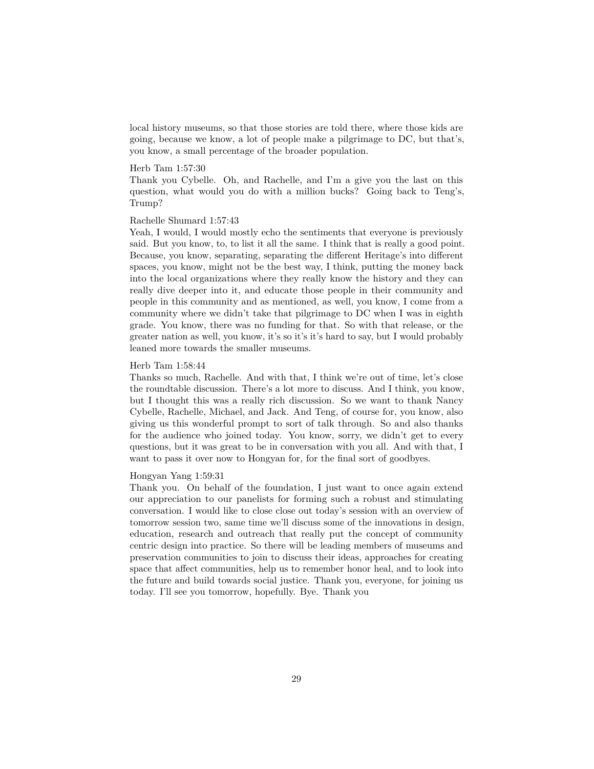local history museums, so that those stories are told there, where those kids are going, because we know, a lot of people make a pilgrimage to DC, but that's, you know, a small percentage of the broader population.

Herb Tam 1:57:30
Thank you Cybelle. Oh, and Rachelle, and I'm a give you the last on this question, what would you do with a million bucks? Going back to Teng's, Trump?

Rachelle Shumard 1:57:43
Yeah, I would, I would mostly echo the sentiments that everyone is previously said. But you know, to, to list it all the same. I think that is really a good point. Because, you know, separating, separating the different Heritage's into different spaces, you know, might not be the best way, I think, putting the money back into the local organizations where they really know the history and they can really dive deeper into it, and educate those people in their community and people in this community and as mentioned, as well, you know, I come from a community where we didn't take that pilgrimage to DC when I was in eighth grade. You know, there was no funding for that. So with that release, or the greater nation as well, you know, it's so it's it's hard to say, but I would probably leaned more towards the smaller museums.

Herb Tam 1:58:44
Thanks so much, Rachelle. And with that, I think we're out of time, let's close the roundtable discussion. There's a lot more to discuss. And I think, you know, but I thought this was a really rich discussion. So we want to thank Nancy Cybelle, Rachelle, Michael, and Jack. And Teng, of course for, you know, also giving us this wonderful prompt to sort of talk through. So and also thanks for the audience who joined today. You know, sorry, we didn't get to every questions, but it was great to be in conversation with you all. And with that, I want to pass it over now to Hongyan for, for the final sort of goodbyes.

Hongyan Yang 1:59:31
Thank you. On behalf of the foundation, I just want to once again extend our appreciation to our panelists for forming such a robust and stimulating conversation. I would like to close close out today's session with an overview of tomorrow session two, same time we'll discuss some of the innovations in design, education, research and outreach that really put the concept of community centric design into practice. So there will be leading members of museums and preservation communities to join to discuss their ideas, approaches for creating space that affect communities, help us to remember honor heal, and to look into the future and build towards social justice. Thank you, everyone, for joining us today. I'll see you tomorrow, hopefully. Bye. Thank you